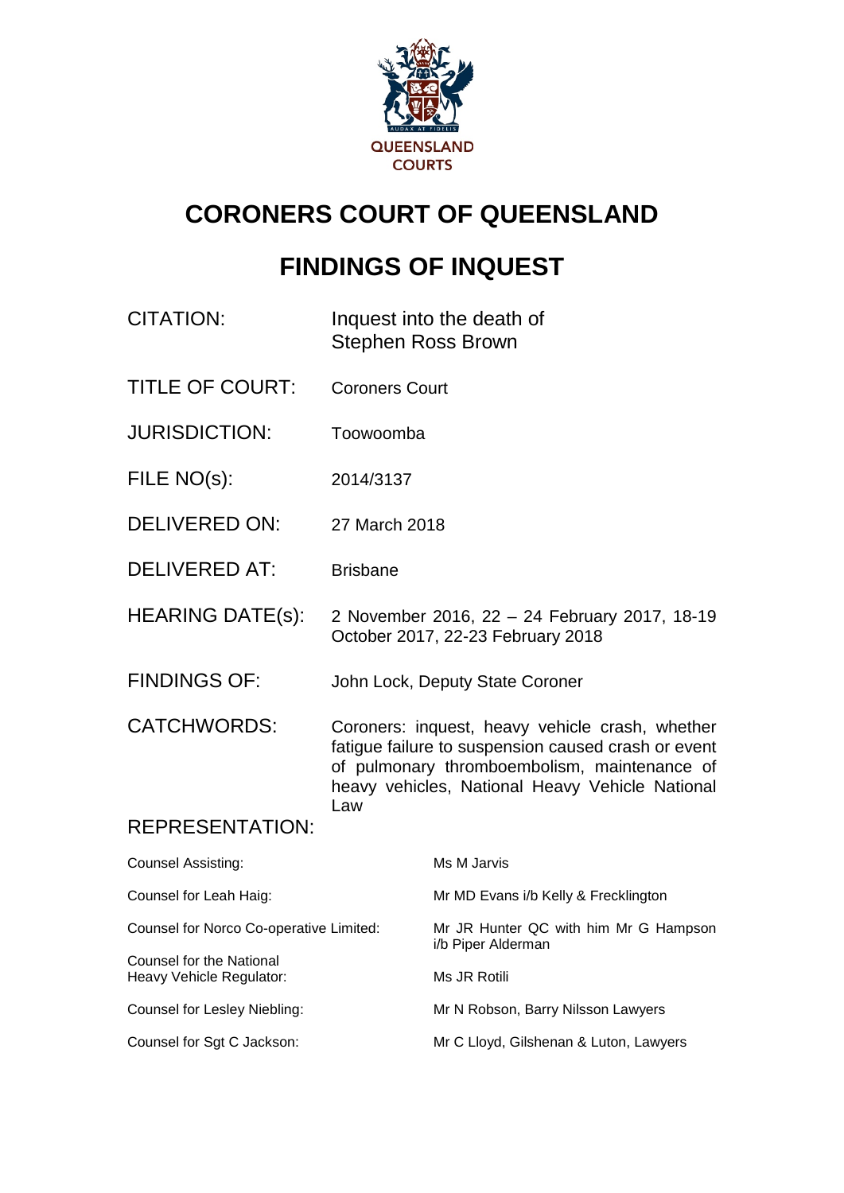QUEENSLAND COURTS

# CORONERS COURT OF QUEENSLAND

# FINDINGS OF INQUEST

| | |
|---|---|
| CITATION: | Inquest into the death of Stephen Ross Brown |
| TITLE OF COURT: | Coroners Court |
| JURISDICTION: | Toowoomba |
| FILE NO(s): | 2014/3137 |
| DELIVERED ON: | 27 March 2018 |
| DELIVERED AT: | Brisbane |
| HEARING DATE(s): | 2 November 2016, 22 – 24 February 2017, 18-19 October 2017, 22-23 February 2018 |
| FINDINGS OF: | John Lock, Deputy State Coroner |
| CATCHWORDS: | Coroners: inquest, heavy vehicle crash, whether fatigue failure to suspension caused crash or event of pulmonary thromboembolism, maintenance of heavy vehicles, National Heavy Vehicle National Law |

REPRESENTATION:

| | |
|---|---|
| Counsel Assisting: | Ms M Jarvis |
| Counsel for Leah Haig: | Mr MD Evans i/b Kelly & Frecklington |
| Counsel for Norco Co-operative Limited: | Mr JR Hunter QC with him Mr G Hampson i/b Piper Alderman |
| Counsel for the National Heavy Vehicle Regulator: | Ms JR Rotili |
| Counsel for Lesley Niebling: | Mr N Robson, Barry Nilsson Lawyers |
| Counsel for Sgt C Jackson: | Mr C Lloyd, Gilshenan & Luton, Lawyers |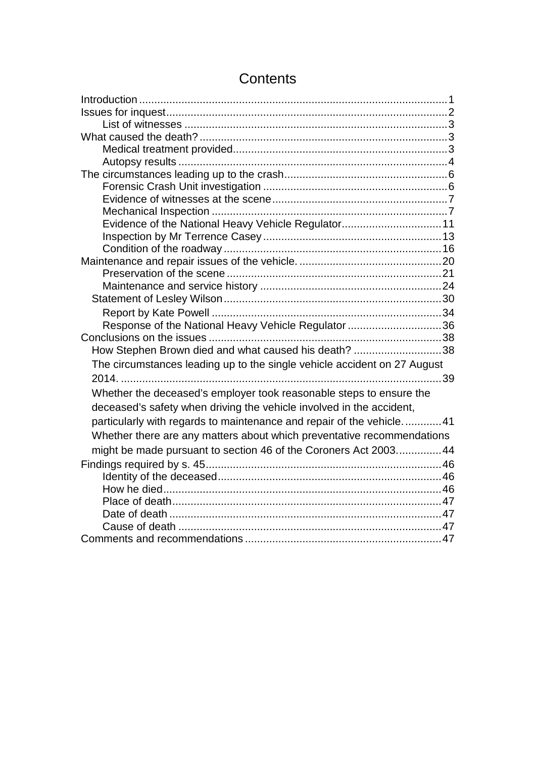# Contents

- Introduction ..... 1
- Issues for inquest ..... 2
  - List of witnesses ..... 3
- What caused the death? ..... 3
  - Medical treatment provided ..... 3
  - Autopsy results ..... 4
- The circumstances leading up to the crash ..... 6
  - Forensic Crash Unit investigation ..... 6
  - Evidence of witnesses at the scene ..... 7
  - Mechanical Inspection ..... 7
  - Evidence of the National Heavy Vehicle Regulator ..... 11
  - Inspection by Mr Terrence Casey ..... 13
  - Condition of the roadway ..... 16
- Maintenance and repair issues of the vehicle. ..... 20
  - Preservation of the scene ..... 21
  - Maintenance and service history ..... 24
  - Statement of Lesley Wilson ..... 30
  - Report by Kate Powell ..... 34
  - Response of the National Heavy Vehicle Regulator ..... 36
- Conclusions on the issues ..... 38
  - How Stephen Brown died and what caused his death? ..... 38
  - The circumstances leading up to the single vehicle accident on 27 August 2014. ..... 39
  - Whether the deceased's employer took reasonable steps to ensure the deceased's safety when driving the vehicle involved in the accident, particularly with regards to maintenance and repair of the vehicle. ..... 41
  - Whether there are any matters about which preventative recommendations might be made pursuant to section 46 of the Coroners Act 2003. ..... 44
- Findings required by s. 45 ..... 46
  - Identity of the deceased ..... 46
  - How he died ..... 46
  - Place of death ..... 47
  - Date of death ..... 47
  - Cause of death ..... 47
- Comments and recommendations ..... 47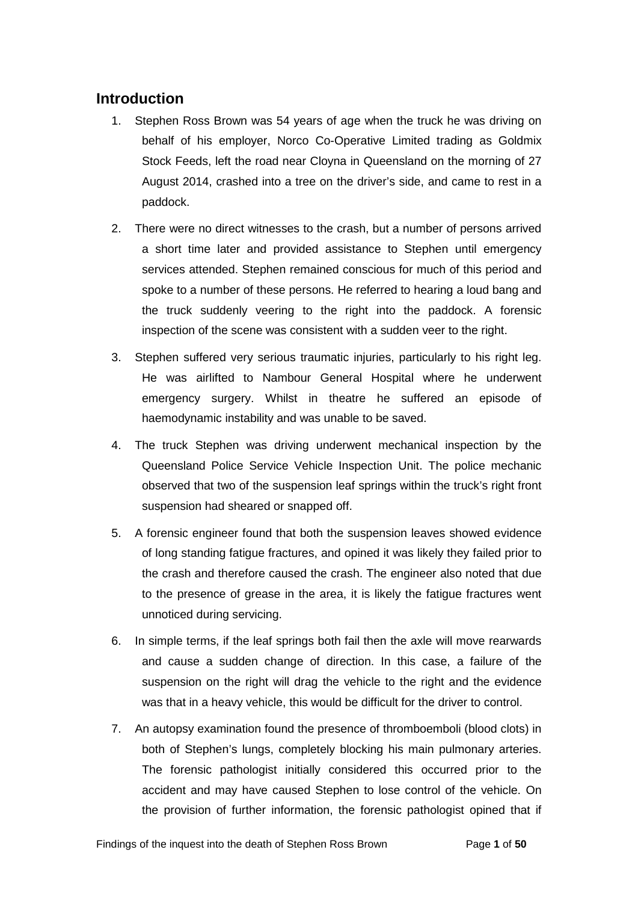## Introduction

1. Stephen Ross Brown was 54 years of age when the truck he was driving on behalf of his employer, Norco Co-Operative Limited trading as Goldmix Stock Feeds, left the road near Cloyna in Queensland on the morning of 27 August 2014, crashed into a tree on the driver's side, and came to rest in a paddock.

2. There were no direct witnesses to the crash, but a number of persons arrived a short time later and provided assistance to Stephen until emergency services attended. Stephen remained conscious for much of this period and spoke to a number of these persons. He referred to hearing a loud bang and the truck suddenly veering to the right into the paddock. A forensic inspection of the scene was consistent with a sudden veer to the right.

3. Stephen suffered very serious traumatic injuries, particularly to his right leg. He was airlifted to Nambour General Hospital where he underwent emergency surgery. Whilst in theatre he suffered an episode of haemodynamic instability and was unable to be saved.

4. The truck Stephen was driving underwent mechanical inspection by the Queensland Police Service Vehicle Inspection Unit. The police mechanic observed that two of the suspension leaf springs within the truck's right front suspension had sheared or snapped off.

5. A forensic engineer found that both the suspension leaves showed evidence of long standing fatigue fractures, and opined it was likely they failed prior to the crash and therefore caused the crash. The engineer also noted that due to the presence of grease in the area, it is likely the fatigue fractures went unnoticed during servicing.

6. In simple terms, if the leaf springs both fail then the axle will move rearwards and cause a sudden change of direction. In this case, a failure of the suspension on the right will drag the vehicle to the right and the evidence was that in a heavy vehicle, this would be difficult for the driver to control.

7. An autopsy examination found the presence of thromboemboli (blood clots) in both of Stephen's lungs, completely blocking his main pulmonary arteries. The forensic pathologist initially considered this occurred prior to the accident and may have caused Stephen to lose control of the vehicle. On the provision of further information, the forensic pathologist opined that if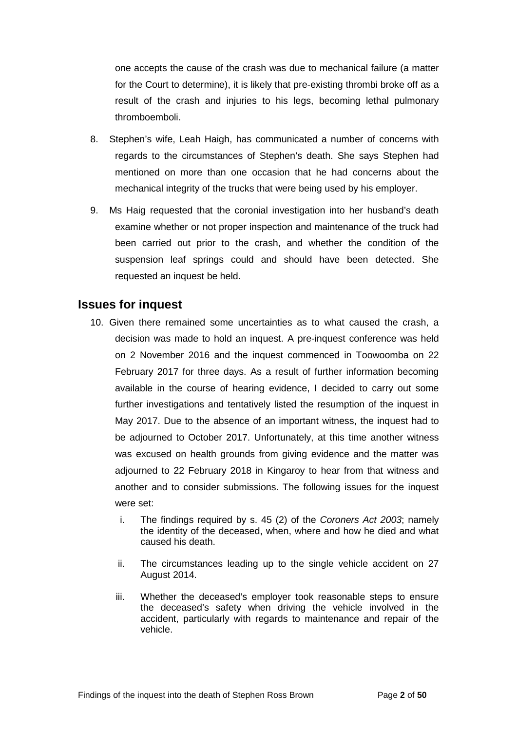one accepts the cause of the crash was due to mechanical failure (a matter for the Court to determine), it is likely that pre-existing thrombi broke off as a result of the crash and injuries to his legs, becoming lethal pulmonary thromboemboli.

8. Stephen's wife, Leah Haigh, has communicated a number of concerns with regards to the circumstances of Stephen's death. She says Stephen had mentioned on more than one occasion that he had concerns about the mechanical integrity of the trucks that were being used by his employer.

9. Ms Haig requested that the coronial investigation into her husband's death examine whether or not proper inspection and maintenance of the truck had been carried out prior to the crash, and whether the condition of the suspension leaf springs could and should have been detected. She requested an inquest be held.

## Issues for inquest

10. Given there remained some uncertainties as to what caused the crash, a decision was made to hold an inquest. A pre-inquest conference was held on 2 November 2016 and the inquest commenced in Toowoomba on 22 February 2017 for three days. As a result of further information becoming available in the course of hearing evidence, I decided to carry out some further investigations and tentatively listed the resumption of the inquest in May 2017. Due to the absence of an important witness, the inquest had to be adjourned to October 2017. Unfortunately, at this time another witness was excused on health grounds from giving evidence and the matter was adjourned to 22 February 2018 in Kingaroy to hear from that witness and another and to consider submissions. The following issues for the inquest were set:

    i. The findings required by s. 45 (2) of the *Coroners Act 2003*; namely the identity of the deceased, when, where and how he died and what caused his death.

    ii. The circumstances leading up to the single vehicle accident on 27 August 2014.

    iii. Whether the deceased's employer took reasonable steps to ensure the deceased's safety when driving the vehicle involved in the accident, particularly with regards to maintenance and repair of the vehicle.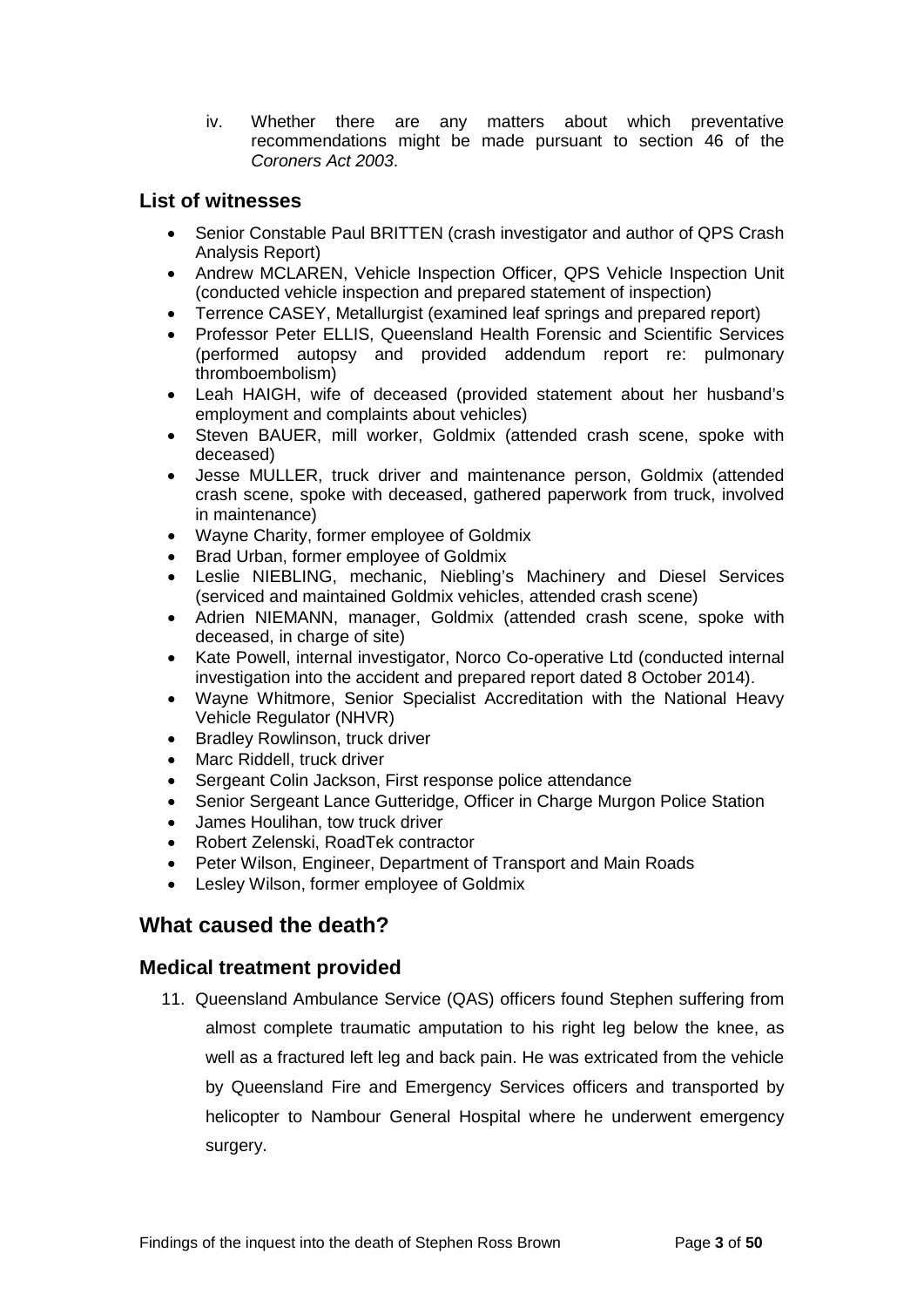iv. Whether there are any matters about which preventative recommendations might be made pursuant to section 46 of the *Coroners Act 2003*.

## List of witnesses

- Senior Constable Paul BRITTEN (crash investigator and author of QPS Crash Analysis Report)
- Andrew MCLAREN, Vehicle Inspection Officer, QPS Vehicle Inspection Unit (conducted vehicle inspection and prepared statement of inspection)
- Terrence CASEY, Metallurgist (examined leaf springs and prepared report)
- Professor Peter ELLIS, Queensland Health Forensic and Scientific Services (performed autopsy and provided addendum report re: pulmonary thromboembolism)
- Leah HAIGH, wife of deceased (provided statement about her husband's employment and complaints about vehicles)
- Steven BAUER, mill worker, Goldmix (attended crash scene, spoke with deceased)
- Jesse MULLER, truck driver and maintenance person, Goldmix (attended crash scene, spoke with deceased, gathered paperwork from truck, involved in maintenance)
- Wayne Charity, former employee of Goldmix
- Brad Urban, former employee of Goldmix
- Leslie NIEBLING, mechanic, Niebling's Machinery and Diesel Services (serviced and maintained Goldmix vehicles, attended crash scene)
- Adrien NIEMANN, manager, Goldmix (attended crash scene, spoke with deceased, in charge of site)
- Kate Powell, internal investigator, Norco Co-operative Ltd (conducted internal investigation into the accident and prepared report dated 8 October 2014).
- Wayne Whitmore, Senior Specialist Accreditation with the National Heavy Vehicle Regulator (NHVR)
- Bradley Rowlinson, truck driver
- Marc Riddell, truck driver
- Sergeant Colin Jackson, First response police attendance
- Senior Sergeant Lance Gutteridge, Officer in Charge Murgon Police Station
- James Houlihan, tow truck driver
- Robert Zelenski, RoadTek contractor
- Peter Wilson, Engineer, Department of Transport and Main Roads
- Lesley Wilson, former employee of Goldmix

# What caused the death?

## Medical treatment provided

11. Queensland Ambulance Service (QAS) officers found Stephen suffering from almost complete traumatic amputation to his right leg below the knee, as well as a fractured left leg and back pain. He was extricated from the vehicle by Queensland Fire and Emergency Services officers and transported by helicopter to Nambour General Hospital where he underwent emergency surgery.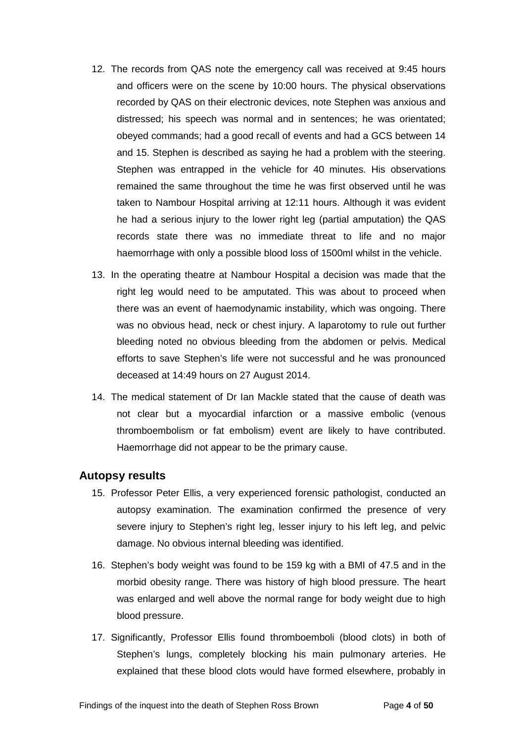12. The records from QAS note the emergency call was received at 9:45 hours and officers were on the scene by 10:00 hours. The physical observations recorded by QAS on their electronic devices, note Stephen was anxious and distressed; his speech was normal and in sentences; he was orientated; obeyed commands; had a good recall of events and had a GCS between 14 and 15. Stephen is described as saying he had a problem with the steering. Stephen was entrapped in the vehicle for 40 minutes. His observations remained the same throughout the time he was first observed until he was taken to Nambour Hospital arriving at 12:11 hours. Although it was evident he had a serious injury to the lower right leg (partial amputation) the QAS records state there was no immediate threat to life and no major haemorrhage with only a possible blood loss of 1500ml whilst in the vehicle.

13. In the operating theatre at Nambour Hospital a decision was made that the right leg would need to be amputated. This was about to proceed when there was an event of haemodynamic instability, which was ongoing. There was no obvious head, neck or chest injury. A laparotomy to rule out further bleeding noted no obvious bleeding from the abdomen or pelvis. Medical efforts to save Stephen's life were not successful and he was pronounced deceased at 14:49 hours on 27 August 2014.

14. The medical statement of Dr Ian Mackle stated that the cause of death was not clear but a myocardial infarction or a massive embolic (venous thromboembolism or fat embolism) event are likely to have contributed. Haemorrhage did not appear to be the primary cause.

## Autopsy results

15. Professor Peter Ellis, a very experienced forensic pathologist, conducted an autopsy examination. The examination confirmed the presence of very severe injury to Stephen's right leg, lesser injury to his left leg, and pelvic damage. No obvious internal bleeding was identified.

16. Stephen's body weight was found to be 159 kg with a BMI of 47.5 and in the morbid obesity range. There was history of high blood pressure. The heart was enlarged and well above the normal range for body weight due to high blood pressure.

17. Significantly, Professor Ellis found thromboemboli (blood clots) in both of Stephen's lungs, completely blocking his main pulmonary arteries. He explained that these blood clots would have formed elsewhere, probably in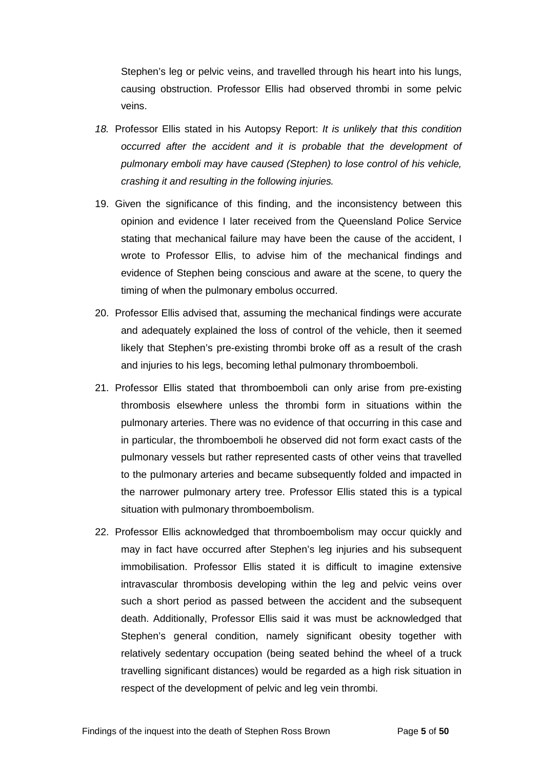Stephen's leg or pelvic veins, and travelled through his heart into his lungs, causing obstruction. Professor Ellis had observed thrombi in some pelvic veins.

*18.* Professor Ellis stated in his Autopsy Report: *It is unlikely that this condition occurred after the accident and it is probable that the development of pulmonary emboli may have caused (Stephen) to lose control of his vehicle, crashing it and resulting in the following injuries.*

19. Given the significance of this finding, and the inconsistency between this opinion and evidence I later received from the Queensland Police Service stating that mechanical failure may have been the cause of the accident, I wrote to Professor Ellis, to advise him of the mechanical findings and evidence of Stephen being conscious and aware at the scene, to query the timing of when the pulmonary embolus occurred.

20. Professor Ellis advised that, assuming the mechanical findings were accurate and adequately explained the loss of control of the vehicle, then it seemed likely that Stephen's pre-existing thrombi broke off as a result of the crash and injuries to his legs, becoming lethal pulmonary thromboemboli.

21. Professor Ellis stated that thromboemboli can only arise from pre-existing thrombosis elsewhere unless the thrombi form in situations within the pulmonary arteries. There was no evidence of that occurring in this case and in particular, the thromboemboli he observed did not form exact casts of the pulmonary vessels but rather represented casts of other veins that travelled to the pulmonary arteries and became subsequently folded and impacted in the narrower pulmonary artery tree. Professor Ellis stated this is a typical situation with pulmonary thromboembolism.

22. Professor Ellis acknowledged that thromboembolism may occur quickly and may in fact have occurred after Stephen's leg injuries and his subsequent immobilisation. Professor Ellis stated it is difficult to imagine extensive intravascular thrombosis developing within the leg and pelvic veins over such a short period as passed between the accident and the subsequent death. Additionally, Professor Ellis said it was must be acknowledged that Stephen's general condition, namely significant obesity together with relatively sedentary occupation (being seated behind the wheel of a truck travelling significant distances) would be regarded as a high risk situation in respect of the development of pelvic and leg vein thrombi.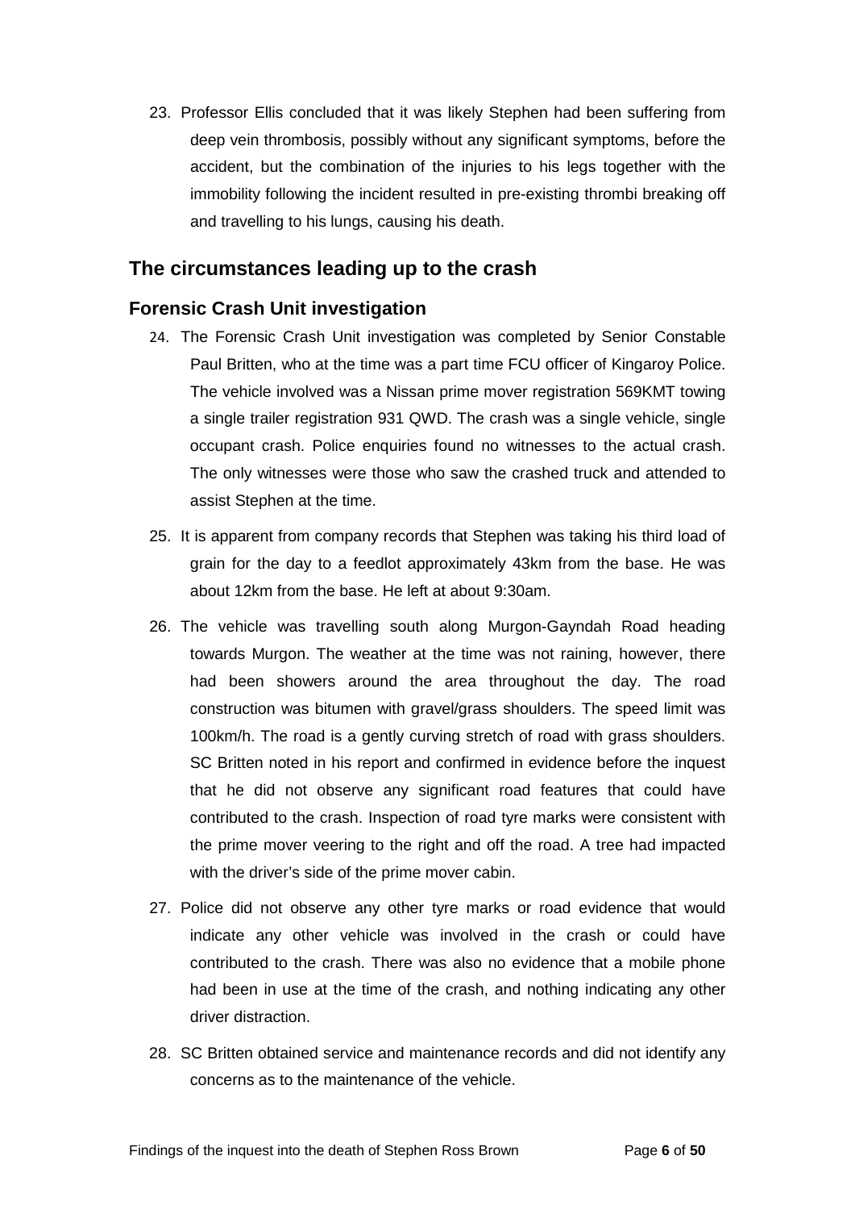23. Professor Ellis concluded that it was likely Stephen had been suffering from deep vein thrombosis, possibly without any significant symptoms, before the accident, but the combination of the injuries to his legs together with the immobility following the incident resulted in pre-existing thrombi breaking off and travelling to his lungs, causing his death.

## The circumstances leading up to the crash

### Forensic Crash Unit investigation

24. The Forensic Crash Unit investigation was completed by Senior Constable Paul Britten, who at the time was a part time FCU officer of Kingaroy Police. The vehicle involved was a Nissan prime mover registration 569KMT towing a single trailer registration 931 QWD. The crash was a single vehicle, single occupant crash. Police enquiries found no witnesses to the actual crash. The only witnesses were those who saw the crashed truck and attended to assist Stephen at the time.

25. It is apparent from company records that Stephen was taking his third load of grain for the day to a feedlot approximately 43km from the base. He was about 12km from the base. He left at about 9:30am.

26. The vehicle was travelling south along Murgon-Gayndah Road heading towards Murgon. The weather at the time was not raining, however, there had been showers around the area throughout the day. The road construction was bitumen with gravel/grass shoulders. The speed limit was 100km/h. The road is a gently curving stretch of road with grass shoulders. SC Britten noted in his report and confirmed in evidence before the inquest that he did not observe any significant road features that could have contributed to the crash. Inspection of road tyre marks were consistent with the prime mover veering to the right and off the road. A tree had impacted with the driver's side of the prime mover cabin.

27. Police did not observe any other tyre marks or road evidence that would indicate any other vehicle was involved in the crash or could have contributed to the crash. There was also no evidence that a mobile phone had been in use at the time of the crash, and nothing indicating any other driver distraction.

28. SC Britten obtained service and maintenance records and did not identify any concerns as to the maintenance of the vehicle.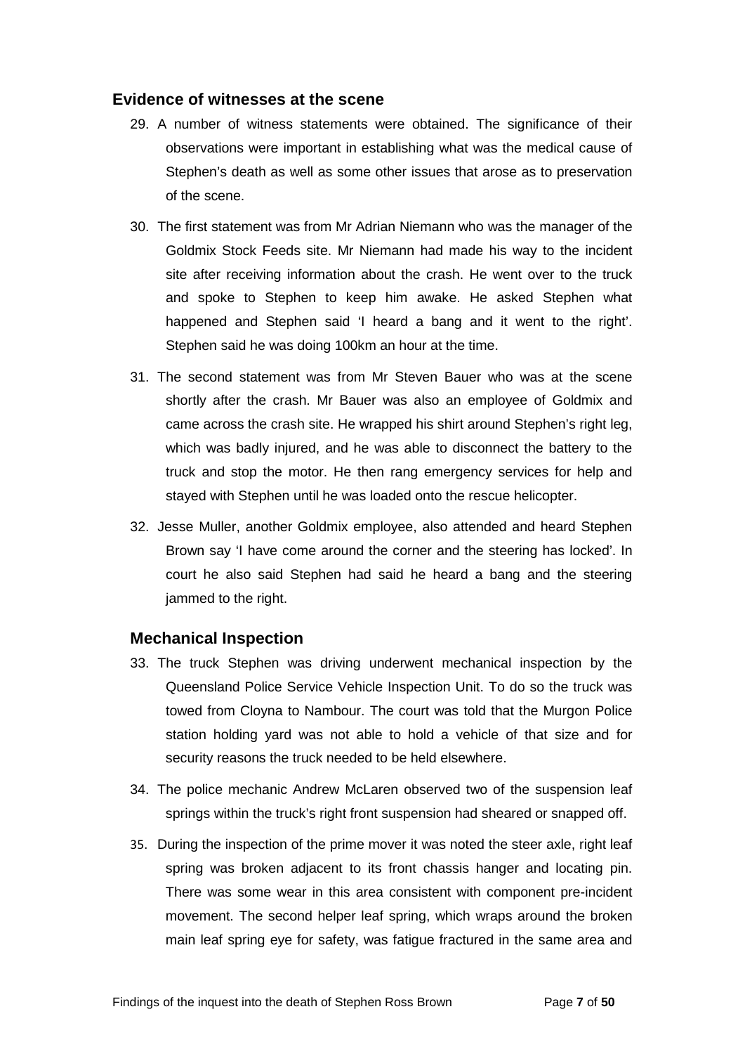## Evidence of witnesses at the scene

29. A number of witness statements were obtained. The significance of their observations were important in establishing what was the medical cause of Stephen's death as well as some other issues that arose as to preservation of the scene.

30. The first statement was from Mr Adrian Niemann who was the manager of the Goldmix Stock Feeds site. Mr Niemann had made his way to the incident site after receiving information about the crash. He went over to the truck and spoke to Stephen to keep him awake. He asked Stephen what happened and Stephen said 'I heard a bang and it went to the right'. Stephen said he was doing 100km an hour at the time.

31. The second statement was from Mr Steven Bauer who was at the scene shortly after the crash. Mr Bauer was also an employee of Goldmix and came across the crash site. He wrapped his shirt around Stephen's right leg, which was badly injured, and he was able to disconnect the battery to the truck and stop the motor. He then rang emergency services for help and stayed with Stephen until he was loaded onto the rescue helicopter.

32. Jesse Muller, another Goldmix employee, also attended and heard Stephen Brown say 'I have come around the corner and the steering has locked'. In court he also said Stephen had said he heard a bang and the steering jammed to the right.

## Mechanical Inspection

33. The truck Stephen was driving underwent mechanical inspection by the Queensland Police Service Vehicle Inspection Unit. To do so the truck was towed from Cloyna to Nambour. The court was told that the Murgon Police station holding yard was not able to hold a vehicle of that size and for security reasons the truck needed to be held elsewhere.

34. The police mechanic Andrew McLaren observed two of the suspension leaf springs within the truck's right front suspension had sheared or snapped off.

35. During the inspection of the prime mover it was noted the steer axle, right leaf spring was broken adjacent to its front chassis hanger and locating pin. There was some wear in this area consistent with component pre-incident movement. The second helper leaf spring, which wraps around the broken main leaf spring eye for safety, was fatigue fractured in the same area and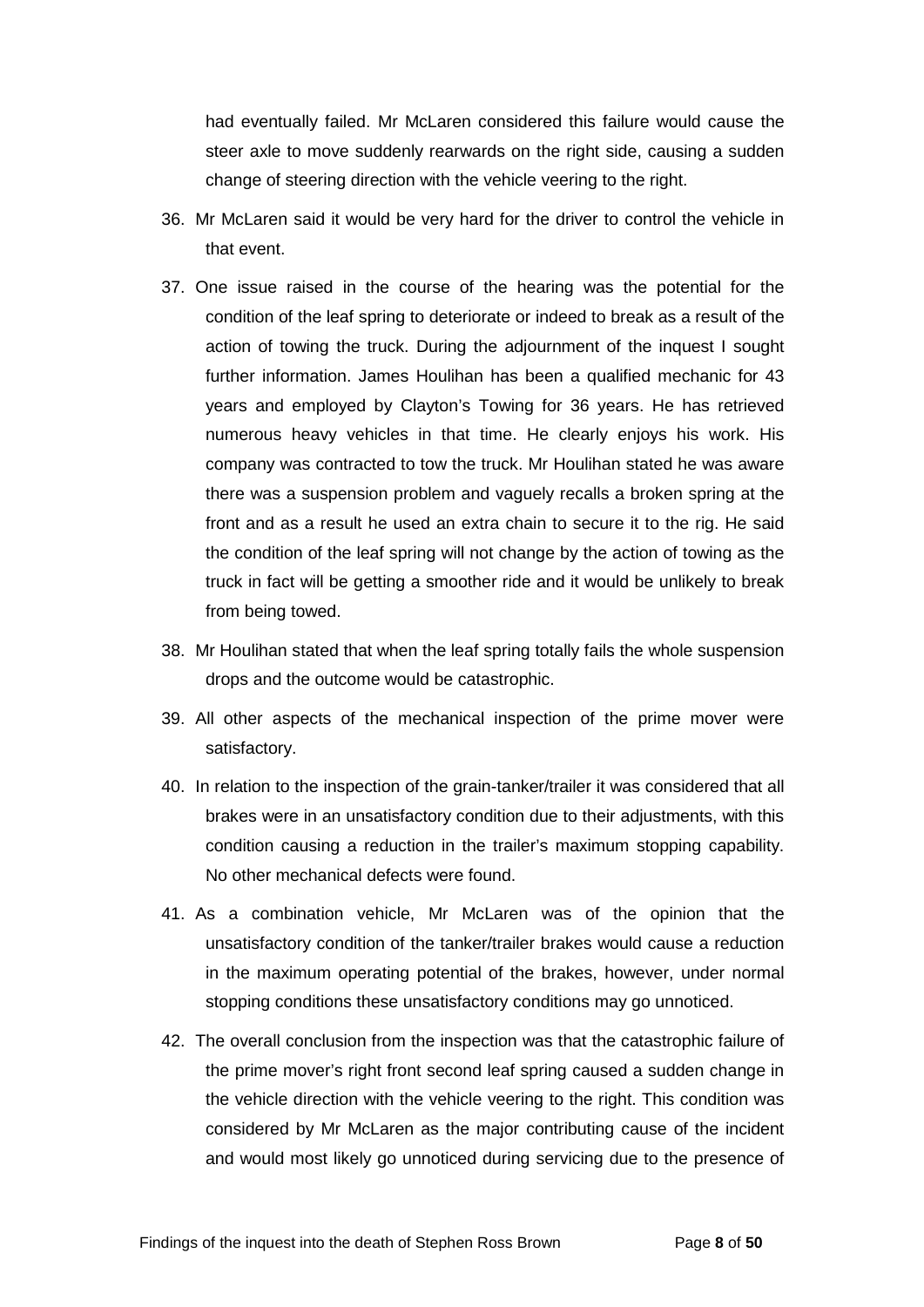had eventually failed. Mr McLaren considered this failure would cause the steer axle to move suddenly rearwards on the right side, causing a sudden change of steering direction with the vehicle veering to the right.

36. Mr McLaren said it would be very hard for the driver to control the vehicle in that event.

37. One issue raised in the course of the hearing was the potential for the condition of the leaf spring to deteriorate or indeed to break as a result of the action of towing the truck. During the adjournment of the inquest I sought further information. James Houlihan has been a qualified mechanic for 43 years and employed by Clayton's Towing for 36 years. He has retrieved numerous heavy vehicles in that time. He clearly enjoys his work. His company was contracted to tow the truck. Mr Houlihan stated he was aware there was a suspension problem and vaguely recalls a broken spring at the front and as a result he used an extra chain to secure it to the rig. He said the condition of the leaf spring will not change by the action of towing as the truck in fact will be getting a smoother ride and it would be unlikely to break from being towed.

38. Mr Houlihan stated that when the leaf spring totally fails the whole suspension drops and the outcome would be catastrophic.

39. All other aspects of the mechanical inspection of the prime mover were satisfactory.

40. In relation to the inspection of the grain-tanker/trailer it was considered that all brakes were in an unsatisfactory condition due to their adjustments, with this condition causing a reduction in the trailer's maximum stopping capability. No other mechanical defects were found.

41. As a combination vehicle, Mr McLaren was of the opinion that the unsatisfactory condition of the tanker/trailer brakes would cause a reduction in the maximum operating potential of the brakes, however, under normal stopping conditions these unsatisfactory conditions may go unnoticed.

42. The overall conclusion from the inspection was that the catastrophic failure of the prime mover's right front second leaf spring caused a sudden change in the vehicle direction with the vehicle veering to the right. This condition was considered by Mr McLaren as the major contributing cause of the incident and would most likely go unnoticed during servicing due to the presence of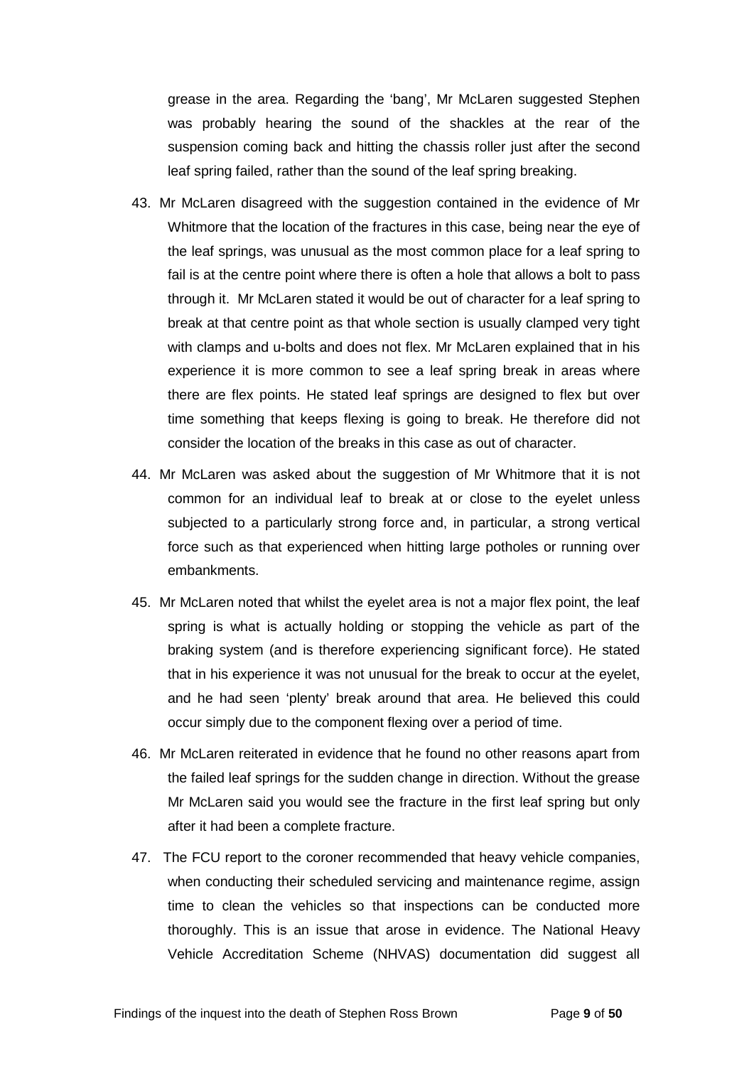grease in the area. Regarding the 'bang', Mr McLaren suggested Stephen was probably hearing the sound of the shackles at the rear of the suspension coming back and hitting the chassis roller just after the second leaf spring failed, rather than the sound of the leaf spring breaking.

43. Mr McLaren disagreed with the suggestion contained in the evidence of Mr Whitmore that the location of the fractures in this case, being near the eye of the leaf springs, was unusual as the most common place for a leaf spring to fail is at the centre point where there is often a hole that allows a bolt to pass through it. Mr McLaren stated it would be out of character for a leaf spring to break at that centre point as that whole section is usually clamped very tight with clamps and u-bolts and does not flex. Mr McLaren explained that in his experience it is more common to see a leaf spring break in areas where there are flex points. He stated leaf springs are designed to flex but over time something that keeps flexing is going to break. He therefore did not consider the location of the breaks in this case as out of character.

44. Mr McLaren was asked about the suggestion of Mr Whitmore that it is not common for an individual leaf to break at or close to the eyelet unless subjected to a particularly strong force and, in particular, a strong vertical force such as that experienced when hitting large potholes or running over embankments.

45. Mr McLaren noted that whilst the eyelet area is not a major flex point, the leaf spring is what is actually holding or stopping the vehicle as part of the braking system (and is therefore experiencing significant force). He stated that in his experience it was not unusual for the break to occur at the eyelet, and he had seen 'plenty' break around that area. He believed this could occur simply due to the component flexing over a period of time.

46. Mr McLaren reiterated in evidence that he found no other reasons apart from the failed leaf springs for the sudden change in direction. Without the grease Mr McLaren said you would see the fracture in the first leaf spring but only after it had been a complete fracture.

47. The FCU report to the coroner recommended that heavy vehicle companies, when conducting their scheduled servicing and maintenance regime, assign time to clean the vehicles so that inspections can be conducted more thoroughly. This is an issue that arose in evidence. The National Heavy Vehicle Accreditation Scheme (NHVAS) documentation did suggest all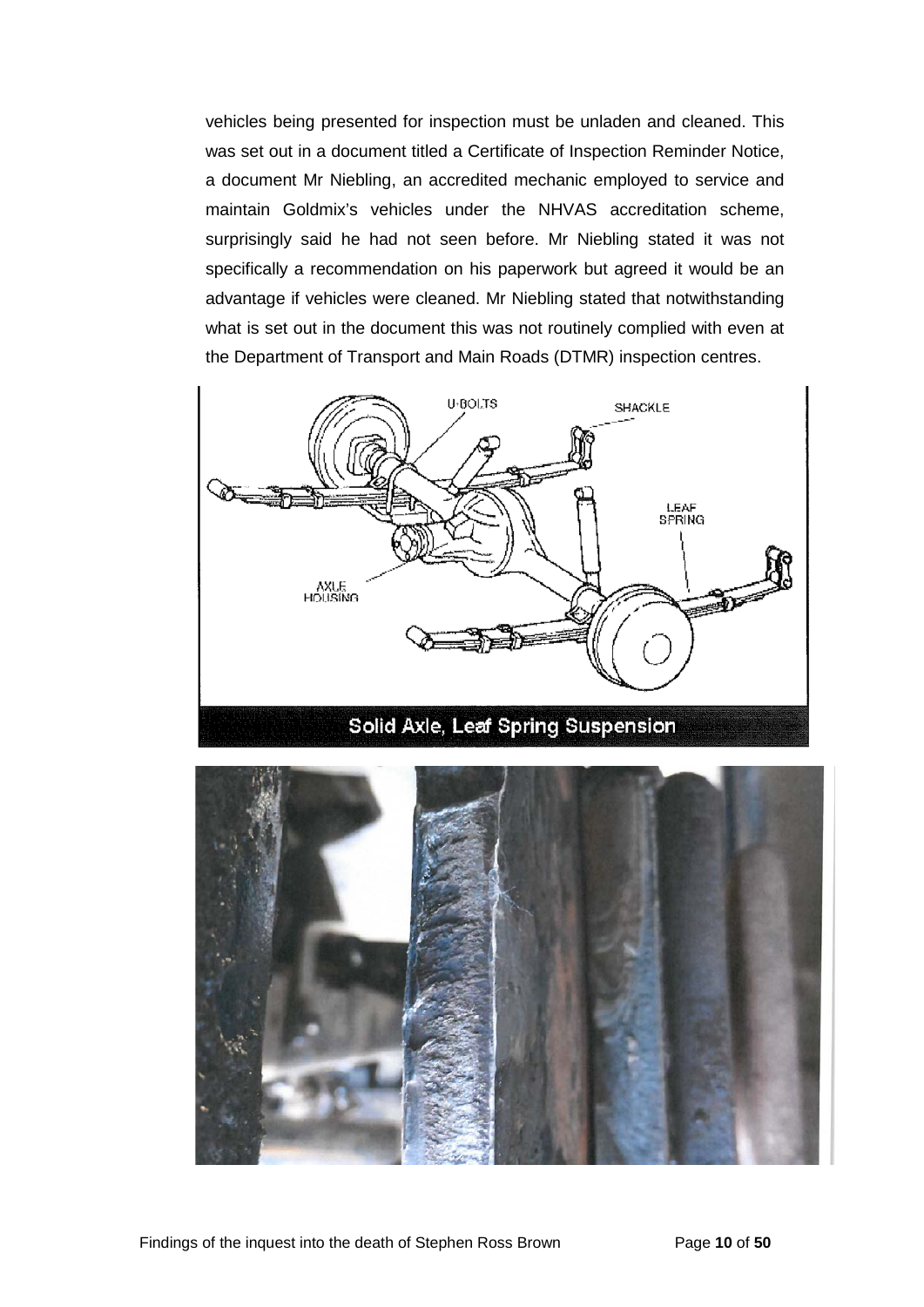vehicles being presented for inspection must be unladen and cleaned. This was set out in a document titled a Certificate of Inspection Reminder Notice, a document Mr Niebling, an accredited mechanic employed to service and maintain Goldmix's vehicles under the NHVAS accreditation scheme, surprisingly said he had not seen before. Mr Niebling stated it was not specifically a recommendation on his paperwork but agreed it would be an advantage if vehicles were cleaned. Mr Niebling stated that notwithstanding what is set out in the document this was not routinely complied with even at the Department of Transport and Main Roads (DTMR) inspection centres.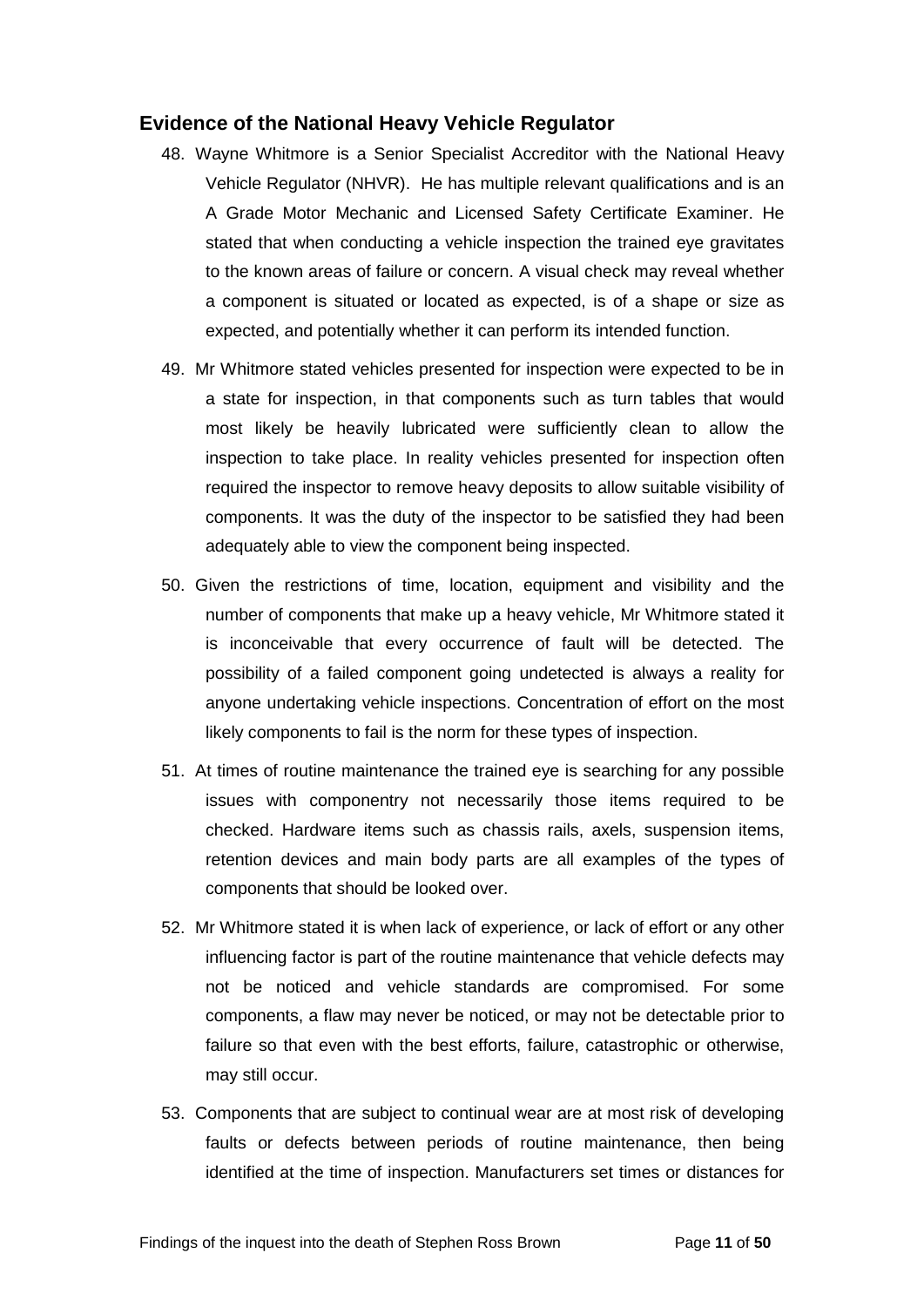## Evidence of the National Heavy Vehicle Regulator

48. Wayne Whitmore is a Senior Specialist Accreditor with the National Heavy Vehicle Regulator (NHVR). He has multiple relevant qualifications and is an A Grade Motor Mechanic and Licensed Safety Certificate Examiner. He stated that when conducting a vehicle inspection the trained eye gravitates to the known areas of failure or concern. A visual check may reveal whether a component is situated or located as expected, is of a shape or size as expected, and potentially whether it can perform its intended function.

49. Mr Whitmore stated vehicles presented for inspection were expected to be in a state for inspection, in that components such as turn tables that would most likely be heavily lubricated were sufficiently clean to allow the inspection to take place. In reality vehicles presented for inspection often required the inspector to remove heavy deposits to allow suitable visibility of components. It was the duty of the inspector to be satisfied they had been adequately able to view the component being inspected.

50. Given the restrictions of time, location, equipment and visibility and the number of components that make up a heavy vehicle, Mr Whitmore stated it is inconceivable that every occurrence of fault will be detected. The possibility of a failed component going undetected is always a reality for anyone undertaking vehicle inspections. Concentration of effort on the most likely components to fail is the norm for these types of inspection.

51. At times of routine maintenance the trained eye is searching for any possible issues with componentry not necessarily those items required to be checked. Hardware items such as chassis rails, axels, suspension items, retention devices and main body parts are all examples of the types of components that should be looked over.

52. Mr Whitmore stated it is when lack of experience, or lack of effort or any other influencing factor is part of the routine maintenance that vehicle defects may not be noticed and vehicle standards are compromised. For some components, a flaw may never be noticed, or may not be detectable prior to failure so that even with the best efforts, failure, catastrophic or otherwise, may still occur.

53. Components that are subject to continual wear are at most risk of developing faults or defects between periods of routine maintenance, then being identified at the time of inspection. Manufacturers set times or distances for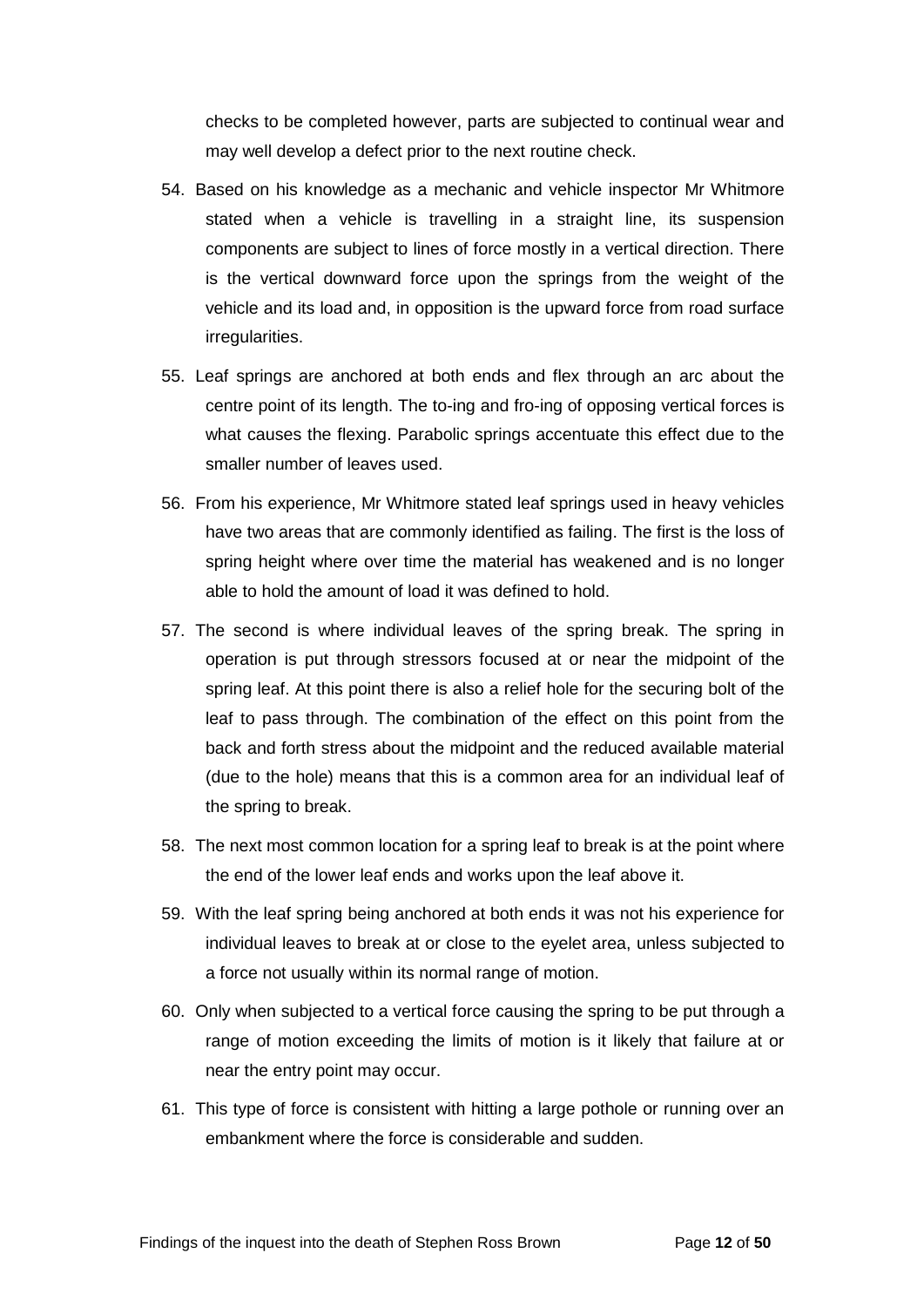checks to be completed however, parts are subjected to continual wear and may well develop a defect prior to the next routine check.

54. Based on his knowledge as a mechanic and vehicle inspector Mr Whitmore stated when a vehicle is travelling in a straight line, its suspension components are subject to lines of force mostly in a vertical direction. There is the vertical downward force upon the springs from the weight of the vehicle and its load and, in opposition is the upward force from road surface irregularities.

55. Leaf springs are anchored at both ends and flex through an arc about the centre point of its length. The to-ing and fro-ing of opposing vertical forces is what causes the flexing. Parabolic springs accentuate this effect due to the smaller number of leaves used.

56. From his experience, Mr Whitmore stated leaf springs used in heavy vehicles have two areas that are commonly identified as failing. The first is the loss of spring height where over time the material has weakened and is no longer able to hold the amount of load it was defined to hold.

57. The second is where individual leaves of the spring break. The spring in operation is put through stressors focused at or near the midpoint of the spring leaf. At this point there is also a relief hole for the securing bolt of the leaf to pass through. The combination of the effect on this point from the back and forth stress about the midpoint and the reduced available material (due to the hole) means that this is a common area for an individual leaf of the spring to break.

58. The next most common location for a spring leaf to break is at the point where the end of the lower leaf ends and works upon the leaf above it.

59. With the leaf spring being anchored at both ends it was not his experience for individual leaves to break at or close to the eyelet area, unless subjected to a force not usually within its normal range of motion.

60. Only when subjected to a vertical force causing the spring to be put through a range of motion exceeding the limits of motion is it likely that failure at or near the entry point may occur.

61. This type of force is consistent with hitting a large pothole or running over an embankment where the force is considerable and sudden.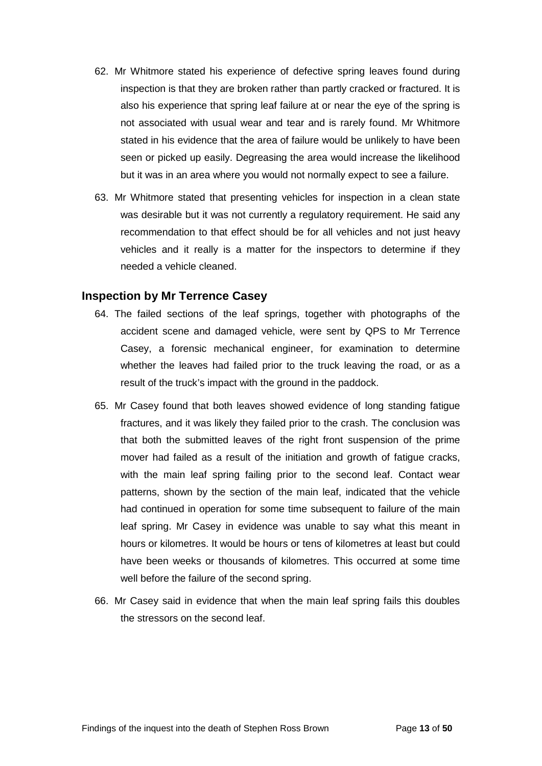62. Mr Whitmore stated his experience of defective spring leaves found during inspection is that they are broken rather than partly cracked or fractured. It is also his experience that spring leaf failure at or near the eye of the spring is not associated with usual wear and tear and is rarely found. Mr Whitmore stated in his evidence that the area of failure would be unlikely to have been seen or picked up easily. Degreasing the area would increase the likelihood but it was in an area where you would not normally expect to see a failure.

63. Mr Whitmore stated that presenting vehicles for inspection in a clean state was desirable but it was not currently a regulatory requirement. He said any recommendation to that effect should be for all vehicles and not just heavy vehicles and it really is a matter for the inspectors to determine if they needed a vehicle cleaned.

## Inspection by Mr Terrence Casey

64. The failed sections of the leaf springs, together with photographs of the accident scene and damaged vehicle, were sent by QPS to Mr Terrence Casey, a forensic mechanical engineer, for examination to determine whether the leaves had failed prior to the truck leaving the road, or as a result of the truck's impact with the ground in the paddock.

65. Mr Casey found that both leaves showed evidence of long standing fatigue fractures, and it was likely they failed prior to the crash. The conclusion was that both the submitted leaves of the right front suspension of the prime mover had failed as a result of the initiation and growth of fatigue cracks, with the main leaf spring failing prior to the second leaf. Contact wear patterns, shown by the section of the main leaf, indicated that the vehicle had continued in operation for some time subsequent to failure of the main leaf spring. Mr Casey in evidence was unable to say what this meant in hours or kilometres. It would be hours or tens of kilometres at least but could have been weeks or thousands of kilometres. This occurred at some time well before the failure of the second spring.

66. Mr Casey said in evidence that when the main leaf spring fails this doubles the stressors on the second leaf.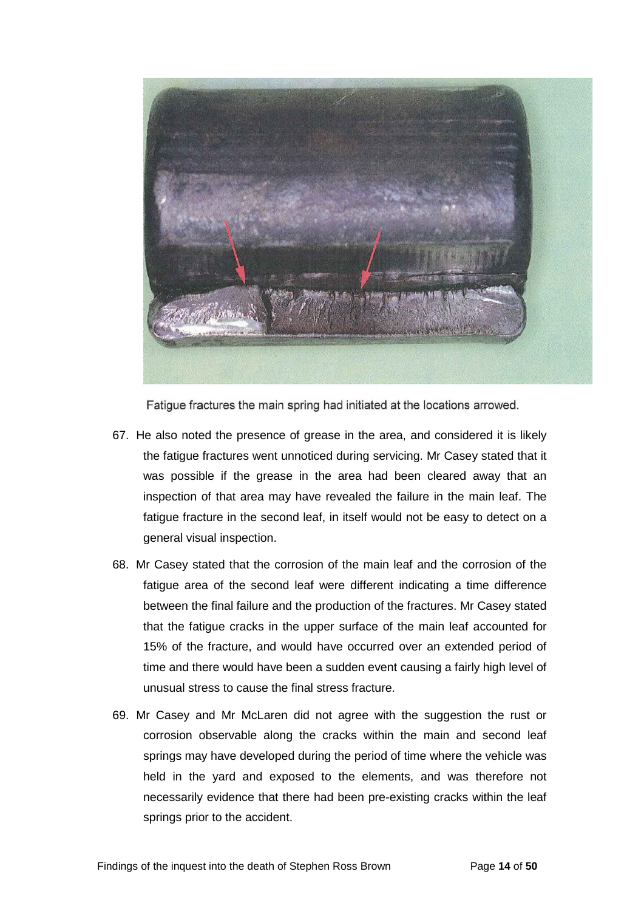Fatigue fractures the main spring had initiated at the locations arrowed.

67. He also noted the presence of grease in the area, and considered it is likely the fatigue fractures went unnoticed during servicing. Mr Casey stated that it was possible if the grease in the area had been cleared away that an inspection of that area may have revealed the failure in the main leaf. The fatigue fracture in the second leaf, in itself would not be easy to detect on a general visual inspection.

68. Mr Casey stated that the corrosion of the main leaf and the corrosion of the fatigue area of the second leaf were different indicating a time difference between the final failure and the production of the fractures. Mr Casey stated that the fatigue cracks in the upper surface of the main leaf accounted for 15% of the fracture, and would have occurred over an extended period of time and there would have been a sudden event causing a fairly high level of unusual stress to cause the final stress fracture.

69. Mr Casey and Mr McLaren did not agree with the suggestion the rust or corrosion observable along the cracks within the main and second leaf springs may have developed during the period of time where the vehicle was held in the yard and exposed to the elements, and was therefore not necessarily evidence that there had been pre-existing cracks within the leaf springs prior to the accident.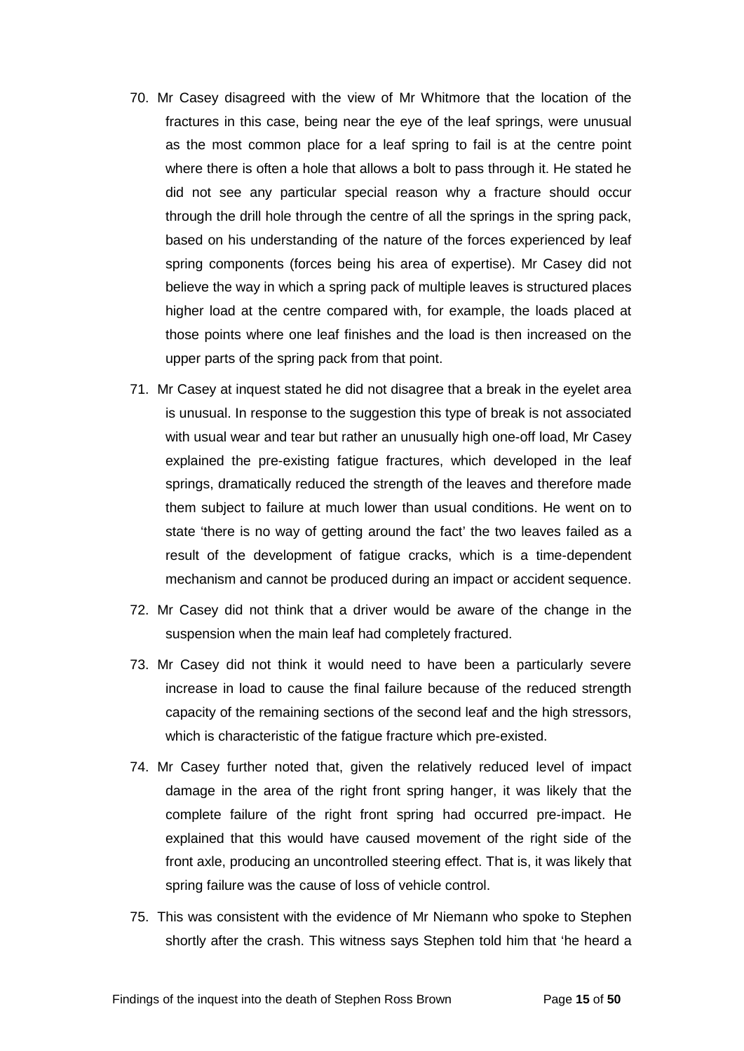70. Mr Casey disagreed with the view of Mr Whitmore that the location of the fractures in this case, being near the eye of the leaf springs, were unusual as the most common place for a leaf spring to fail is at the centre point where there is often a hole that allows a bolt to pass through it. He stated he did not see any particular special reason why a fracture should occur through the drill hole through the centre of all the springs in the spring pack, based on his understanding of the nature of the forces experienced by leaf spring components (forces being his area of expertise). Mr Casey did not believe the way in which a spring pack of multiple leaves is structured places higher load at the centre compared with, for example, the loads placed at those points where one leaf finishes and the load is then increased on the upper parts of the spring pack from that point.

71. Mr Casey at inquest stated he did not disagree that a break in the eyelet area is unusual. In response to the suggestion this type of break is not associated with usual wear and tear but rather an unusually high one-off load, Mr Casey explained the pre-existing fatigue fractures, which developed in the leaf springs, dramatically reduced the strength of the leaves and therefore made them subject to failure at much lower than usual conditions. He went on to state 'there is no way of getting around the fact' the two leaves failed as a result of the development of fatigue cracks, which is a time-dependent mechanism and cannot be produced during an impact or accident sequence.

72. Mr Casey did not think that a driver would be aware of the change in the suspension when the main leaf had completely fractured.

73. Mr Casey did not think it would need to have been a particularly severe increase in load to cause the final failure because of the reduced strength capacity of the remaining sections of the second leaf and the high stressors, which is characteristic of the fatigue fracture which pre-existed.

74. Mr Casey further noted that, given the relatively reduced level of impact damage in the area of the right front spring hanger, it was likely that the complete failure of the right front spring had occurred pre-impact. He explained that this would have caused movement of the right side of the front axle, producing an uncontrolled steering effect. That is, it was likely that spring failure was the cause of loss of vehicle control.

75. This was consistent with the evidence of Mr Niemann who spoke to Stephen shortly after the crash. This witness says Stephen told him that 'he heard a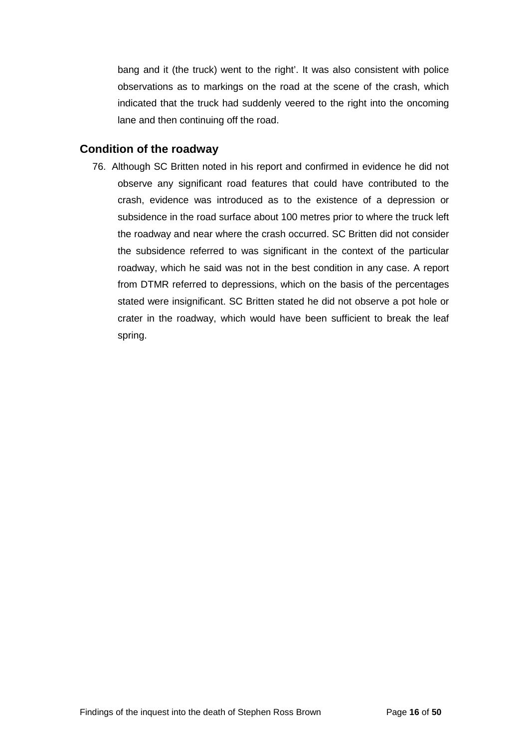bang and it (the truck) went to the right'. It was also consistent with police observations as to markings on the road at the scene of the crash, which indicated that the truck had suddenly veered to the right into the oncoming lane and then continuing off the road.

## Condition of the roadway

76. Although SC Britten noted in his report and confirmed in evidence he did not observe any significant road features that could have contributed to the crash, evidence was introduced as to the existence of a depression or subsidence in the road surface about 100 metres prior to where the truck left the roadway and near where the crash occurred. SC Britten did not consider the subsidence referred to was significant in the context of the particular roadway, which he said was not in the best condition in any case. A report from DTMR referred to depressions, which on the basis of the percentages stated were insignificant. SC Britten stated he did not observe a pot hole or crater in the roadway, which would have been sufficient to break the leaf spring.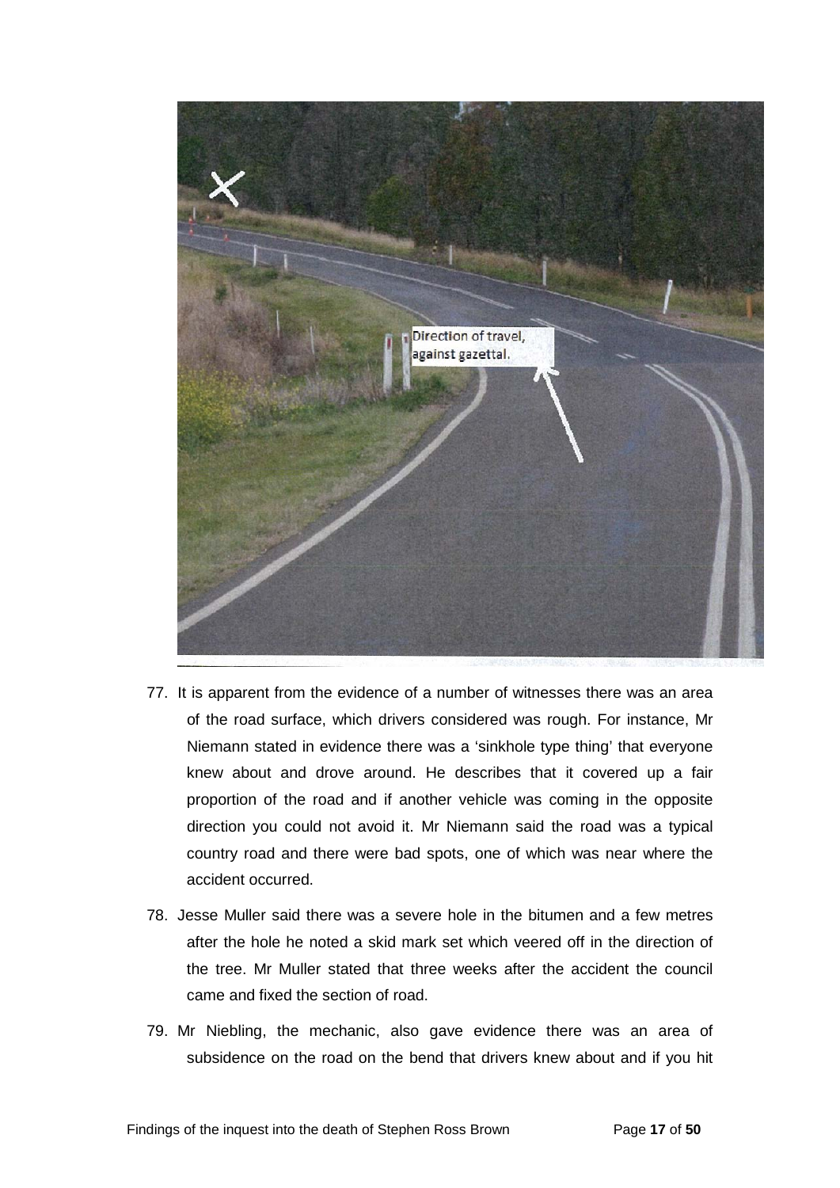77. It is apparent from the evidence of a number of witnesses there was an area of the road surface, which drivers considered was rough. For instance, Mr Niemann stated in evidence there was a 'sinkhole type thing' that everyone knew about and drove around. He describes that it covered up a fair proportion of the road and if another vehicle was coming in the opposite direction you could not avoid it. Mr Niemann said the road was a typical country road and there were bad spots, one of which was near where the accident occurred.

78. Jesse Muller said there was a severe hole in the bitumen and a few metres after the hole he noted a skid mark set which veered off in the direction of the tree. Mr Muller stated that three weeks after the accident the council came and fixed the section of road.

79. Mr Niebling, the mechanic, also gave evidence there was an area of subsidence on the road on the bend that drivers knew about and if you hit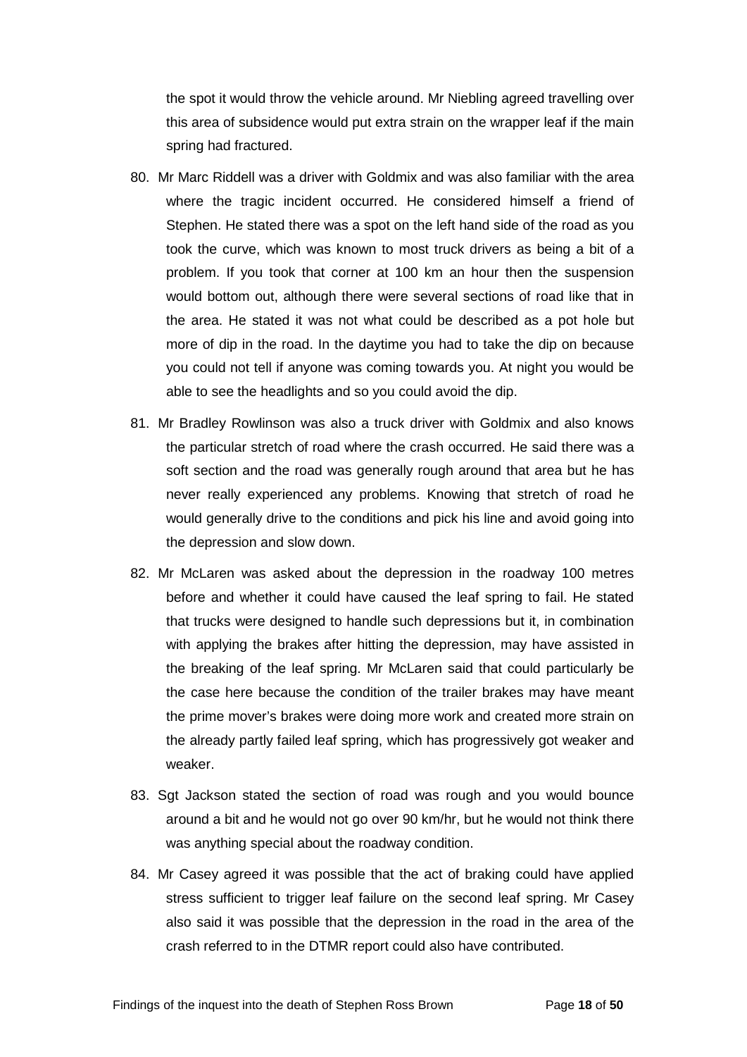the spot it would throw the vehicle around. Mr Niebling agreed travelling over this area of subsidence would put extra strain on the wrapper leaf if the main spring had fractured.

80. Mr Marc Riddell was a driver with Goldmix and was also familiar with the area where the tragic incident occurred. He considered himself a friend of Stephen. He stated there was a spot on the left hand side of the road as you took the curve, which was known to most truck drivers as being a bit of a problem. If you took that corner at 100 km an hour then the suspension would bottom out, although there were several sections of road like that in the area. He stated it was not what could be described as a pot hole but more of dip in the road. In the daytime you had to take the dip on because you could not tell if anyone was coming towards you. At night you would be able to see the headlights and so you could avoid the dip.

81. Mr Bradley Rowlinson was also a truck driver with Goldmix and also knows the particular stretch of road where the crash occurred. He said there was a soft section and the road was generally rough around that area but he has never really experienced any problems. Knowing that stretch of road he would generally drive to the conditions and pick his line and avoid going into the depression and slow down.

82. Mr McLaren was asked about the depression in the roadway 100 metres before and whether it could have caused the leaf spring to fail. He stated that trucks were designed to handle such depressions but it, in combination with applying the brakes after hitting the depression, may have assisted in the breaking of the leaf spring. Mr McLaren said that could particularly be the case here because the condition of the trailer brakes may have meant the prime mover's brakes were doing more work and created more strain on the already partly failed leaf spring, which has progressively got weaker and weaker.

83. Sgt Jackson stated the section of road was rough and you would bounce around a bit and he would not go over 90 km/hr, but he would not think there was anything special about the roadway condition.

84. Mr Casey agreed it was possible that the act of braking could have applied stress sufficient to trigger leaf failure on the second leaf spring. Mr Casey also said it was possible that the depression in the road in the area of the crash referred to in the DTMR report could also have contributed.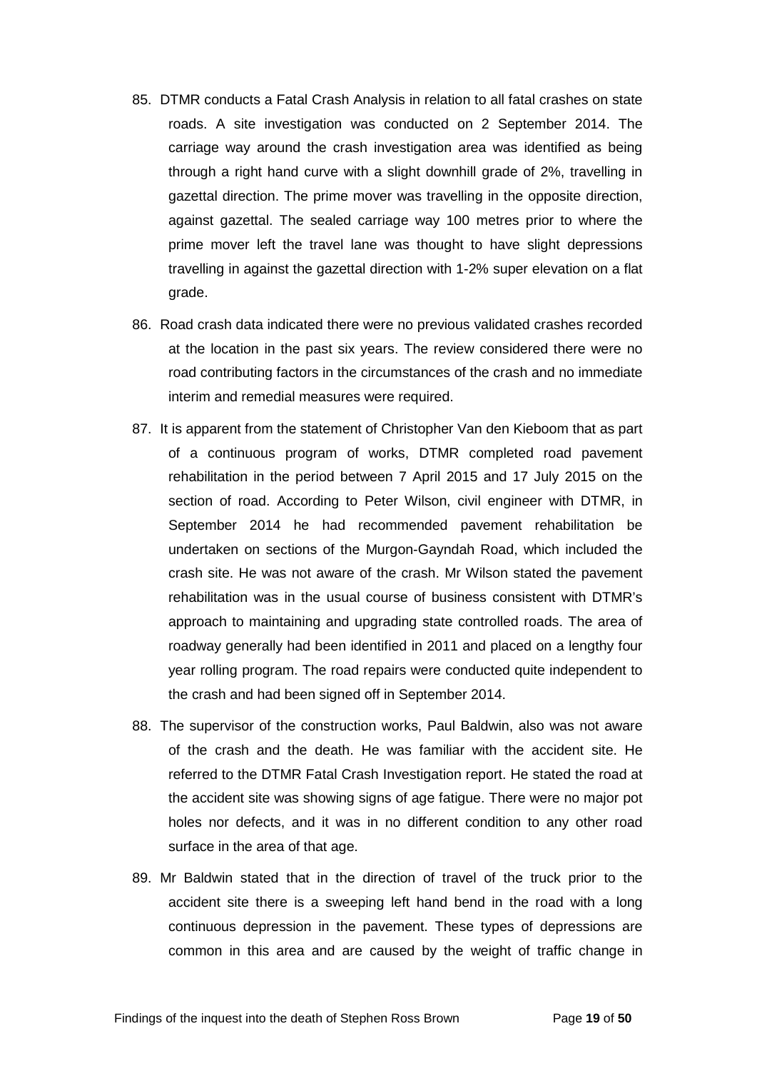85. DTMR conducts a Fatal Crash Analysis in relation to all fatal crashes on state roads. A site investigation was conducted on 2 September 2014. The carriage way around the crash investigation area was identified as being through a right hand curve with a slight downhill grade of 2%, travelling in gazettal direction. The prime mover was travelling in the opposite direction, against gazettal. The sealed carriage way 100 metres prior to where the prime mover left the travel lane was thought to have slight depressions travelling in against the gazettal direction with 1-2% super elevation on a flat grade.

86. Road crash data indicated there were no previous validated crashes recorded at the location in the past six years. The review considered there were no road contributing factors in the circumstances of the crash and no immediate interim and remedial measures were required.

87. It is apparent from the statement of Christopher Van den Kieboom that as part of a continuous program of works, DTMR completed road pavement rehabilitation in the period between 7 April 2015 and 17 July 2015 on the section of road. According to Peter Wilson, civil engineer with DTMR, in September 2014 he had recommended pavement rehabilitation be undertaken on sections of the Murgon-Gayndah Road, which included the crash site. He was not aware of the crash. Mr Wilson stated the pavement rehabilitation was in the usual course of business consistent with DTMR's approach to maintaining and upgrading state controlled roads. The area of roadway generally had been identified in 2011 and placed on a lengthy four year rolling program. The road repairs were conducted quite independent to the crash and had been signed off in September 2014.

88. The supervisor of the construction works, Paul Baldwin, also was not aware of the crash and the death. He was familiar with the accident site. He referred to the DTMR Fatal Crash Investigation report. He stated the road at the accident site was showing signs of age fatigue. There were no major pot holes nor defects, and it was in no different condition to any other road surface in the area of that age.

89. Mr Baldwin stated that in the direction of travel of the truck prior to the accident site there is a sweeping left hand bend in the road with a long continuous depression in the pavement. These types of depressions are common in this area and are caused by the weight of traffic change in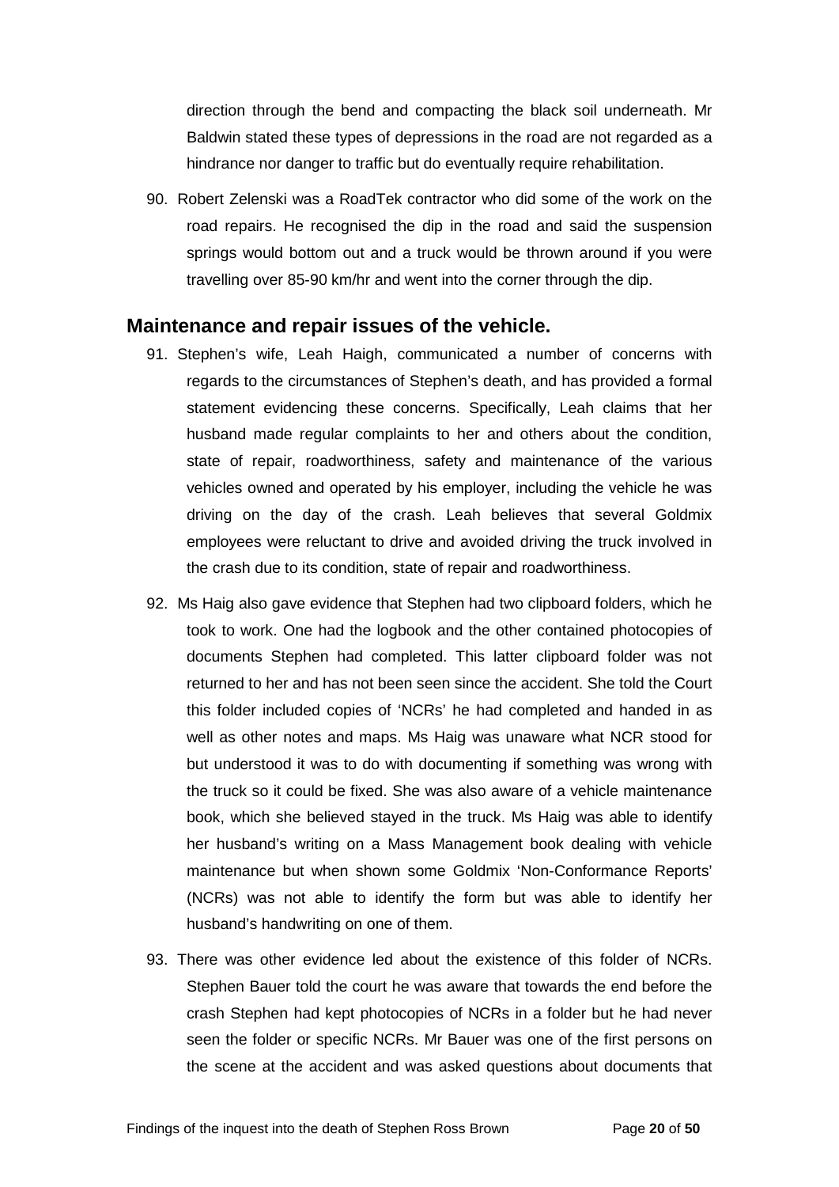direction through the bend and compacting the black soil underneath. Mr Baldwin stated these types of depressions in the road are not regarded as a hindrance nor danger to traffic but do eventually require rehabilitation.

90. Robert Zelenski was a RoadTek contractor who did some of the work on the road repairs. He recognised the dip in the road and said the suspension springs would bottom out and a truck would be thrown around if you were travelling over 85-90 km/hr and went into the corner through the dip.

## Maintenance and repair issues of the vehicle.

91. Stephen's wife, Leah Haigh, communicated a number of concerns with regards to the circumstances of Stephen's death, and has provided a formal statement evidencing these concerns. Specifically, Leah claims that her husband made regular complaints to her and others about the condition, state of repair, roadworthiness, safety and maintenance of the various vehicles owned and operated by his employer, including the vehicle he was driving on the day of the crash. Leah believes that several Goldmix employees were reluctant to drive and avoided driving the truck involved in the crash due to its condition, state of repair and roadworthiness.

92. Ms Haig also gave evidence that Stephen had two clipboard folders, which he took to work. One had the logbook and the other contained photocopies of documents Stephen had completed. This latter clipboard folder was not returned to her and has not been seen since the accident. She told the Court this folder included copies of 'NCRs' he had completed and handed in as well as other notes and maps. Ms Haig was unaware what NCR stood for but understood it was to do with documenting if something was wrong with the truck so it could be fixed. She was also aware of a vehicle maintenance book, which she believed stayed in the truck. Ms Haig was able to identify her husband's writing on a Mass Management book dealing with vehicle maintenance but when shown some Goldmix 'Non-Conformance Reports' (NCRs) was not able to identify the form but was able to identify her husband's handwriting on one of them.

93. There was other evidence led about the existence of this folder of NCRs. Stephen Bauer told the court he was aware that towards the end before the crash Stephen had kept photocopies of NCRs in a folder but he had never seen the folder or specific NCRs. Mr Bauer was one of the first persons on the scene at the accident and was asked questions about documents that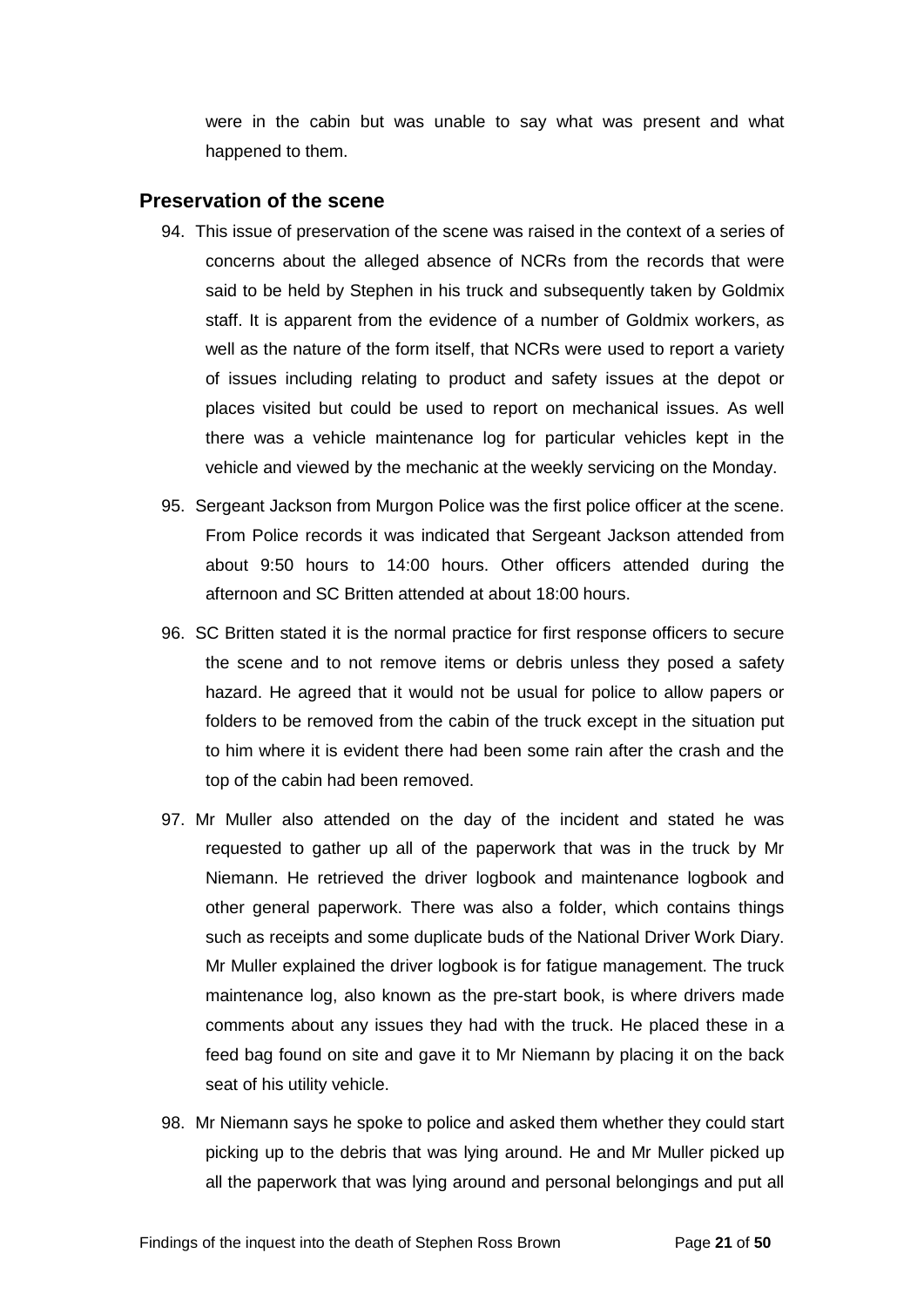were in the cabin but was unable to say what was present and what happened to them.

## Preservation of the scene

94. This issue of preservation of the scene was raised in the context of a series of concerns about the alleged absence of NCRs from the records that were said to be held by Stephen in his truck and subsequently taken by Goldmix staff. It is apparent from the evidence of a number of Goldmix workers, as well as the nature of the form itself, that NCRs were used to report a variety of issues including relating to product and safety issues at the depot or places visited but could be used to report on mechanical issues. As well there was a vehicle maintenance log for particular vehicles kept in the vehicle and viewed by the mechanic at the weekly servicing on the Monday.

95. Sergeant Jackson from Murgon Police was the first police officer at the scene. From Police records it was indicated that Sergeant Jackson attended from about 9:50 hours to 14:00 hours. Other officers attended during the afternoon and SC Britten attended at about 18:00 hours.

96. SC Britten stated it is the normal practice for first response officers to secure the scene and to not remove items or debris unless they posed a safety hazard. He agreed that it would not be usual for police to allow papers or folders to be removed from the cabin of the truck except in the situation put to him where it is evident there had been some rain after the crash and the top of the cabin had been removed.

97. Mr Muller also attended on the day of the incident and stated he was requested to gather up all of the paperwork that was in the truck by Mr Niemann. He retrieved the driver logbook and maintenance logbook and other general paperwork. There was also a folder, which contains things such as receipts and some duplicate buds of the National Driver Work Diary. Mr Muller explained the driver logbook is for fatigue management. The truck maintenance log, also known as the pre-start book, is where drivers made comments about any issues they had with the truck. He placed these in a feed bag found on site and gave it to Mr Niemann by placing it on the back seat of his utility vehicle.

98. Mr Niemann says he spoke to police and asked them whether they could start picking up to the debris that was lying around. He and Mr Muller picked up all the paperwork that was lying around and personal belongings and put all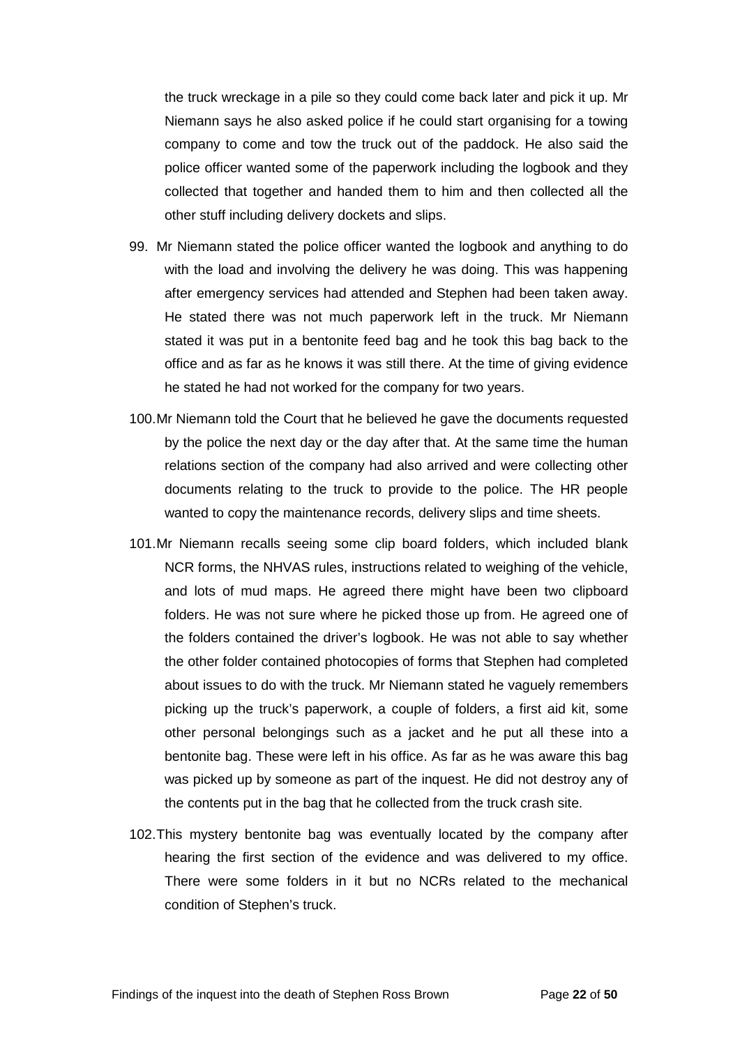the truck wreckage in a pile so they could come back later and pick it up. Mr Niemann says he also asked police if he could start organising for a towing company to come and tow the truck out of the paddock. He also said the police officer wanted some of the paperwork including the logbook and they collected that together and handed them to him and then collected all the other stuff including delivery dockets and slips.

99. Mr Niemann stated the police officer wanted the logbook and anything to do with the load and involving the delivery he was doing. This was happening after emergency services had attended and Stephen had been taken away. He stated there was not much paperwork left in the truck. Mr Niemann stated it was put in a bentonite feed bag and he took this bag back to the office and as far as he knows it was still there. At the time of giving evidence he stated he had not worked for the company for two years.

100. Mr Niemann told the Court that he believed he gave the documents requested by the police the next day or the day after that. At the same time the human relations section of the company had also arrived and were collecting other documents relating to the truck to provide to the police. The HR people wanted to copy the maintenance records, delivery slips and time sheets.

101. Mr Niemann recalls seeing some clip board folders, which included blank NCR forms, the NHVAS rules, instructions related to weighing of the vehicle, and lots of mud maps. He agreed there might have been two clipboard folders. He was not sure where he picked those up from. He agreed one of the folders contained the driver's logbook. He was not able to say whether the other folder contained photocopies of forms that Stephen had completed about issues to do with the truck. Mr Niemann stated he vaguely remembers picking up the truck's paperwork, a couple of folders, a first aid kit, some other personal belongings such as a jacket and he put all these into a bentonite bag. These were left in his office. As far as he was aware this bag was picked up by someone as part of the inquest. He did not destroy any of the contents put in the bag that he collected from the truck crash site.

102. This mystery bentonite bag was eventually located by the company after hearing the first section of the evidence and was delivered to my office. There were some folders in it but no NCRs related to the mechanical condition of Stephen's truck.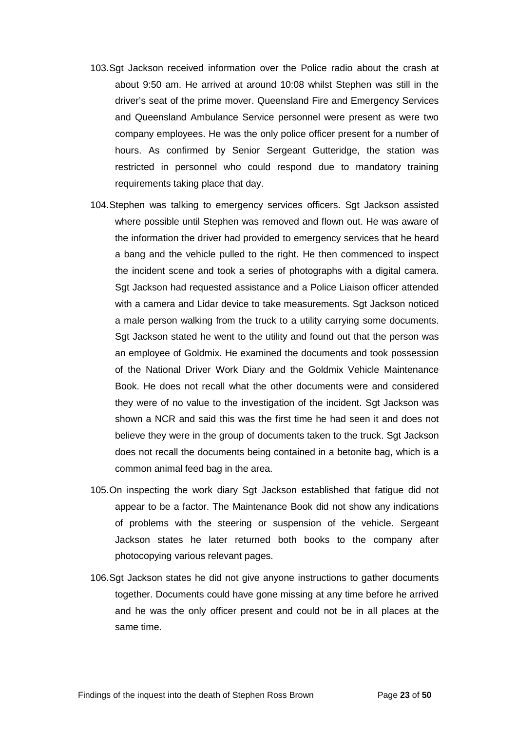103. Sgt Jackson received information over the Police radio about the crash at about 9:50 am. He arrived at around 10:08 whilst Stephen was still in the driver's seat of the prime mover. Queensland Fire and Emergency Services and Queensland Ambulance Service personnel were present as were two company employees. He was the only police officer present for a number of hours. As confirmed by Senior Sergeant Gutteridge, the station was restricted in personnel who could respond due to mandatory training requirements taking place that day.

104. Stephen was talking to emergency services officers. Sgt Jackson assisted where possible until Stephen was removed and flown out. He was aware of the information the driver had provided to emergency services that he heard a bang and the vehicle pulled to the right. He then commenced to inspect the incident scene and took a series of photographs with a digital camera. Sgt Jackson had requested assistance and a Police Liaison officer attended with a camera and Lidar device to take measurements. Sgt Jackson noticed a male person walking from the truck to a utility carrying some documents. Sgt Jackson stated he went to the utility and found out that the person was an employee of Goldmix. He examined the documents and took possession of the National Driver Work Diary and the Goldmix Vehicle Maintenance Book. He does not recall what the other documents were and considered they were of no value to the investigation of the incident. Sgt Jackson was shown a NCR and said this was the first time he had seen it and does not believe they were in the group of documents taken to the truck. Sgt Jackson does not recall the documents being contained in a betonite bag, which is a common animal feed bag in the area.

105. On inspecting the work diary Sgt Jackson established that fatigue did not appear to be a factor. The Maintenance Book did not show any indications of problems with the steering or suspension of the vehicle. Sergeant Jackson states he later returned both books to the company after photocopying various relevant pages.

106. Sgt Jackson states he did not give anyone instructions to gather documents together. Documents could have gone missing at any time before he arrived and he was the only officer present and could not be in all places at the same time.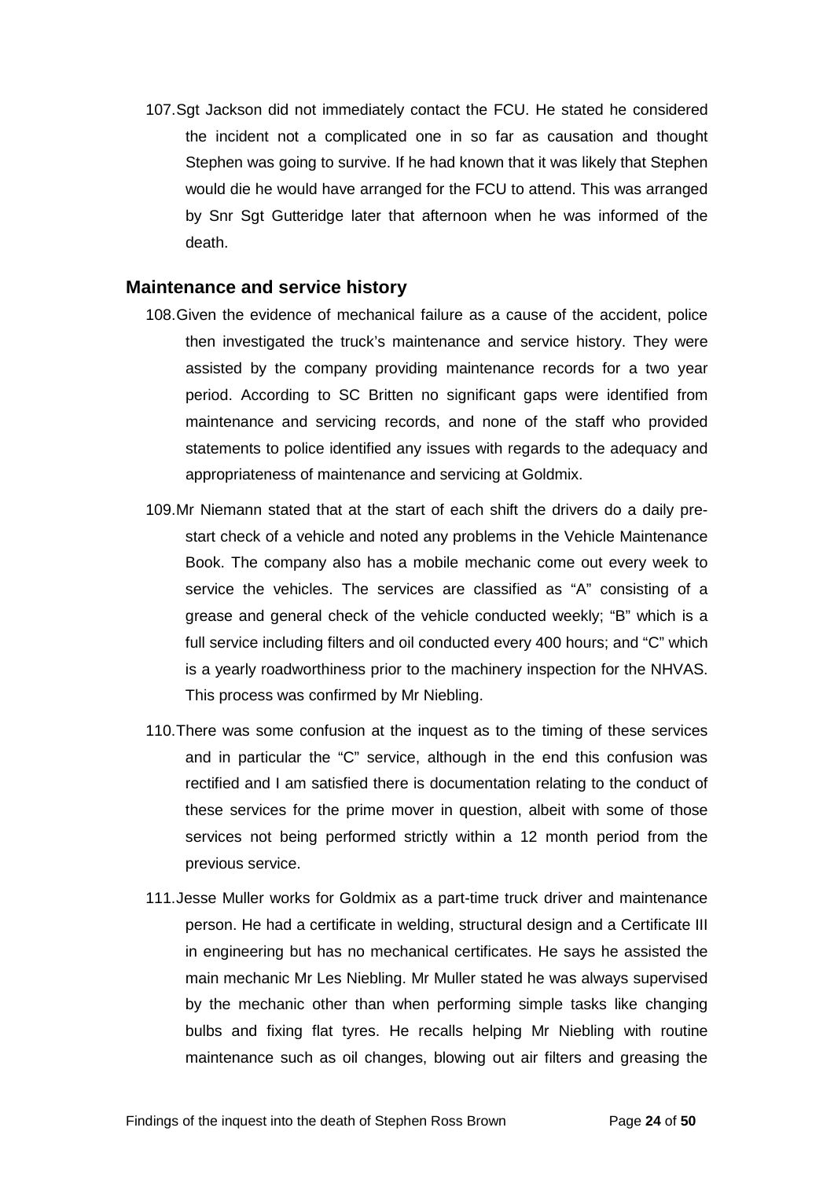107. Sgt Jackson did not immediately contact the FCU. He stated he considered the incident not a complicated one in so far as causation and thought Stephen was going to survive. If he had known that it was likely that Stephen would die he would have arranged for the FCU to attend. This was arranged by Snr Sgt Gutteridge later that afternoon when he was informed of the death.

## Maintenance and service history

108. Given the evidence of mechanical failure as a cause of the accident, police then investigated the truck's maintenance and service history. They were assisted by the company providing maintenance records for a two year period. According to SC Britten no significant gaps were identified from maintenance and servicing records, and none of the staff who provided statements to police identified any issues with regards to the adequacy and appropriateness of maintenance and servicing at Goldmix.

109. Mr Niemann stated that at the start of each shift the drivers do a daily pre-start check of a vehicle and noted any problems in the Vehicle Maintenance Book. The company also has a mobile mechanic come out every week to service the vehicles. The services are classified as "A" consisting of a grease and general check of the vehicle conducted weekly; "B" which is a full service including filters and oil conducted every 400 hours; and "C" which is a yearly roadworthiness prior to the machinery inspection for the NHVAS. This process was confirmed by Mr Niebling.

110. There was some confusion at the inquest as to the timing of these services and in particular the "C" service, although in the end this confusion was rectified and I am satisfied there is documentation relating to the conduct of these services for the prime mover in question, albeit with some of those services not being performed strictly within a 12 month period from the previous service.

111. Jesse Muller works for Goldmix as a part-time truck driver and maintenance person. He had a certificate in welding, structural design and a Certificate III in engineering but has no mechanical certificates. He says he assisted the main mechanic Mr Les Niebling. Mr Muller stated he was always supervised by the mechanic other than when performing simple tasks like changing bulbs and fixing flat tyres. He recalls helping Mr Niebling with routine maintenance such as oil changes, blowing out air filters and greasing the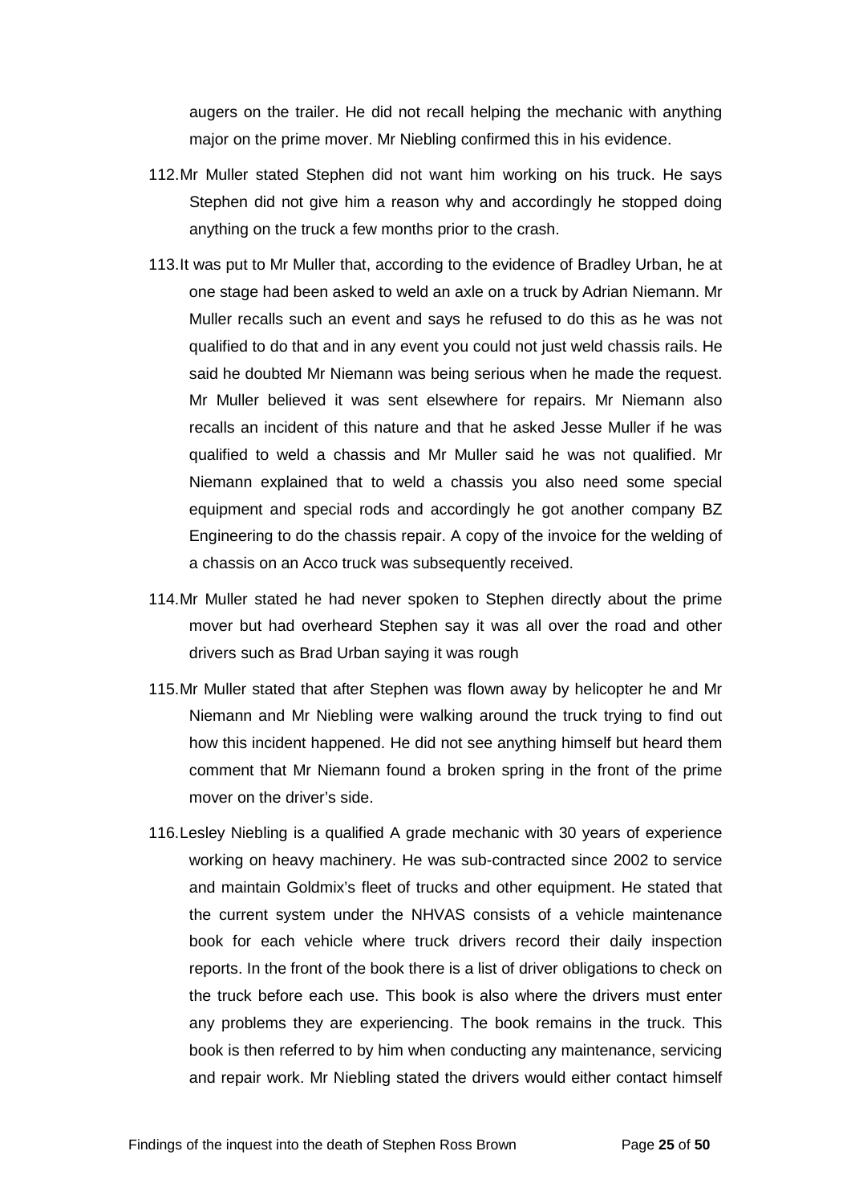augers on the trailer. He did not recall helping the mechanic with anything major on the prime mover. Mr Niebling confirmed this in his evidence.

112. Mr Muller stated Stephen did not want him working on his truck. He says Stephen did not give him a reason why and accordingly he stopped doing anything on the truck a few months prior to the crash.

113. It was put to Mr Muller that, according to the evidence of Bradley Urban, he at one stage had been asked to weld an axle on a truck by Adrian Niemann. Mr Muller recalls such an event and says he refused to do this as he was not qualified to do that and in any event you could not just weld chassis rails. He said he doubted Mr Niemann was being serious when he made the request. Mr Muller believed it was sent elsewhere for repairs. Mr Niemann also recalls an incident of this nature and that he asked Jesse Muller if he was qualified to weld a chassis and Mr Muller said he was not qualified. Mr Niemann explained that to weld a chassis you also need some special equipment and special rods and accordingly he got another company BZ Engineering to do the chassis repair. A copy of the invoice for the welding of a chassis on an Acco truck was subsequently received.

114. Mr Muller stated he had never spoken to Stephen directly about the prime mover but had overheard Stephen say it was all over the road and other drivers such as Brad Urban saying it was rough

115. Mr Muller stated that after Stephen was flown away by helicopter he and Mr Niemann and Mr Niebling were walking around the truck trying to find out how this incident happened. He did not see anything himself but heard them comment that Mr Niemann found a broken spring in the front of the prime mover on the driver's side.

116. Lesley Niebling is a qualified A grade mechanic with 30 years of experience working on heavy machinery. He was sub-contracted since 2002 to service and maintain Goldmix's fleet of trucks and other equipment. He stated that the current system under the NHVAS consists of a vehicle maintenance book for each vehicle where truck drivers record their daily inspection reports. In the front of the book there is a list of driver obligations to check on the truck before each use. This book is also where the drivers must enter any problems they are experiencing. The book remains in the truck. This book is then referred to by him when conducting any maintenance, servicing and repair work. Mr Niebling stated the drivers would either contact himself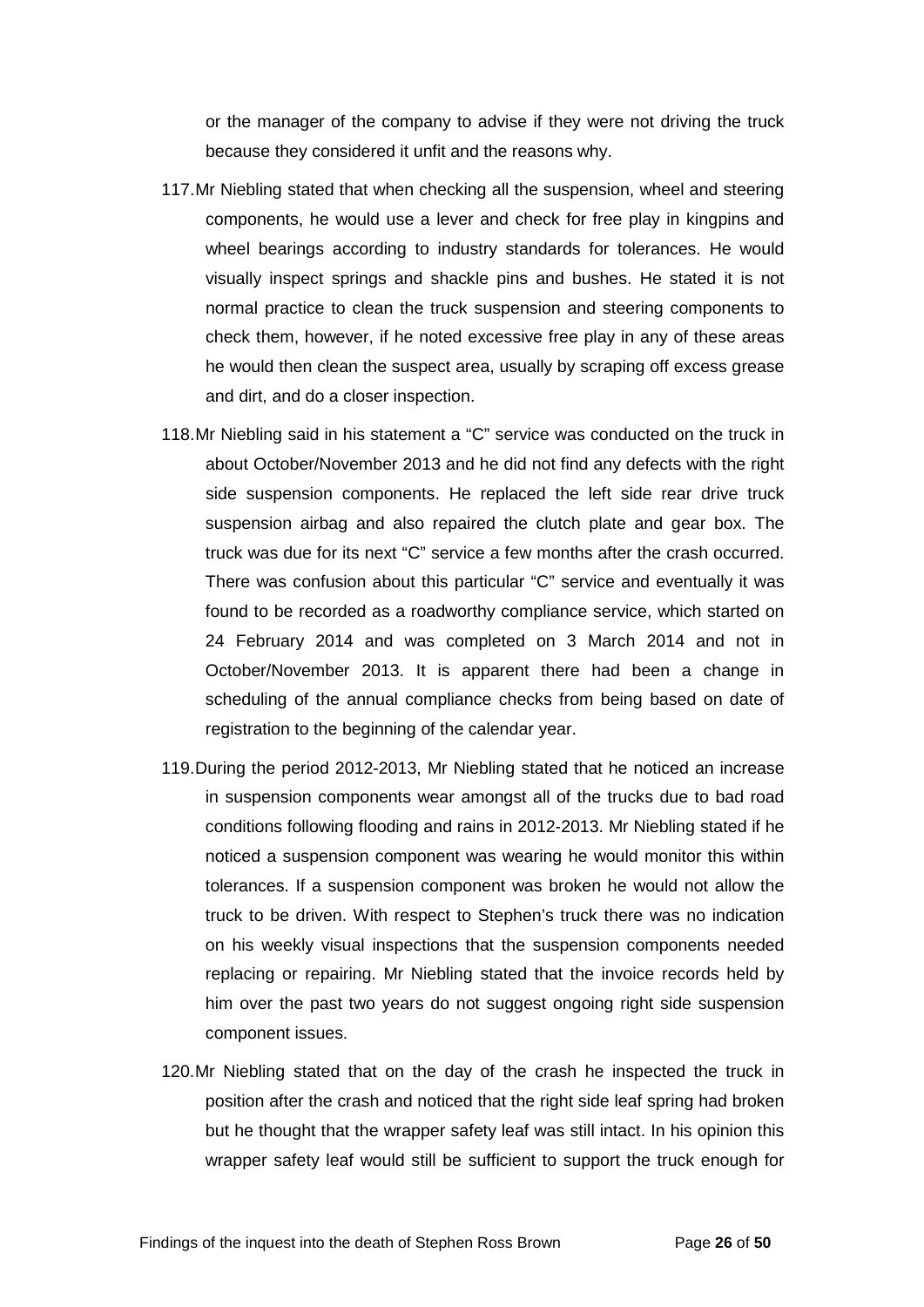or the manager of the company to advise if they were not driving the truck because they considered it unfit and the reasons why.

117. Mr Niebling stated that when checking all the suspension, wheel and steering components, he would use a lever and check for free play in kingpins and wheel bearings according to industry standards for tolerances. He would visually inspect springs and shackle pins and bushes. He stated it is not normal practice to clean the truck suspension and steering components to check them, however, if he noted excessive free play in any of these areas he would then clean the suspect area, usually by scraping off excess grease and dirt, and do a closer inspection.

118. Mr Niebling said in his statement a "C" service was conducted on the truck in about October/November 2013 and he did not find any defects with the right side suspension components. He replaced the left side rear drive truck suspension airbag and also repaired the clutch plate and gear box. The truck was due for its next "C" service a few months after the crash occurred. There was confusion about this particular "C" service and eventually it was found to be recorded as a roadworthy compliance service, which started on 24 February 2014 and was completed on 3 March 2014 and not in October/November 2013. It is apparent there had been a change in scheduling of the annual compliance checks from being based on date of registration to the beginning of the calendar year.

119. During the period 2012-2013, Mr Niebling stated that he noticed an increase in suspension components wear amongst all of the trucks due to bad road conditions following flooding and rains in 2012-2013. Mr Niebling stated if he noticed a suspension component was wearing he would monitor this within tolerances. If a suspension component was broken he would not allow the truck to be driven. With respect to Stephen's truck there was no indication on his weekly visual inspections that the suspension components needed replacing or repairing. Mr Niebling stated that the invoice records held by him over the past two years do not suggest ongoing right side suspension component issues.

120. Mr Niebling stated that on the day of the crash he inspected the truck in position after the crash and noticed that the right side leaf spring had broken but he thought that the wrapper safety leaf was still intact. In his opinion this wrapper safety leaf would still be sufficient to support the truck enough for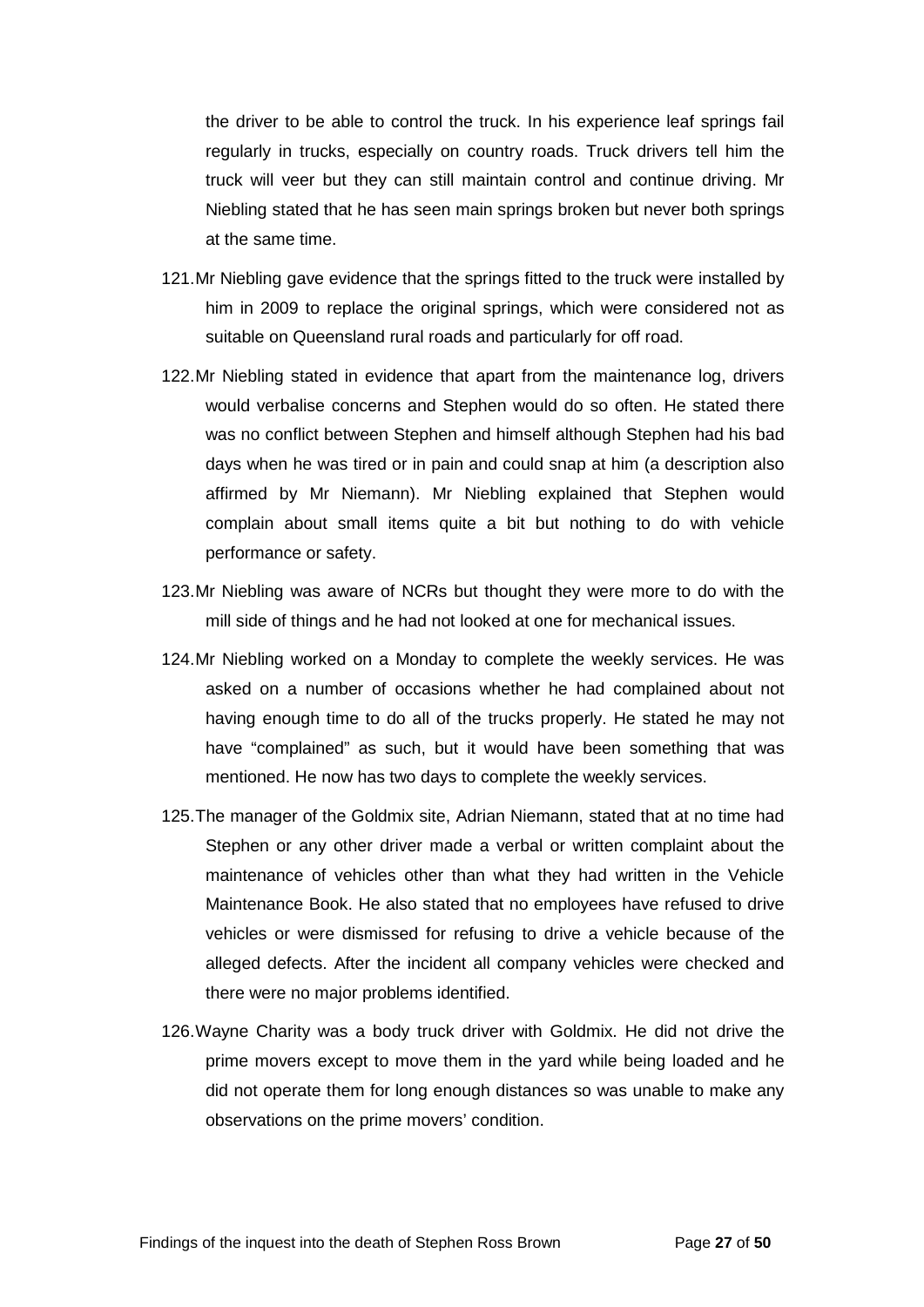the driver to be able to control the truck. In his experience leaf springs fail regularly in trucks, especially on country roads. Truck drivers tell him the truck will veer but they can still maintain control and continue driving. Mr Niebling stated that he has seen main springs broken but never both springs at the same time.

121. Mr Niebling gave evidence that the springs fitted to the truck were installed by him in 2009 to replace the original springs, which were considered not as suitable on Queensland rural roads and particularly for off road.

122. Mr Niebling stated in evidence that apart from the maintenance log, drivers would verbalise concerns and Stephen would do so often. He stated there was no conflict between Stephen and himself although Stephen had his bad days when he was tired or in pain and could snap at him (a description also affirmed by Mr Niemann). Mr Niebling explained that Stephen would complain about small items quite a bit but nothing to do with vehicle performance or safety.

123. Mr Niebling was aware of NCRs but thought they were more to do with the mill side of things and he had not looked at one for mechanical issues.

124. Mr Niebling worked on a Monday to complete the weekly services. He was asked on a number of occasions whether he had complained about not having enough time to do all of the trucks properly. He stated he may not have "complained" as such, but it would have been something that was mentioned. He now has two days to complete the weekly services.

125. The manager of the Goldmix site, Adrian Niemann, stated that at no time had Stephen or any other driver made a verbal or written complaint about the maintenance of vehicles other than what they had written in the Vehicle Maintenance Book. He also stated that no employees have refused to drive vehicles or were dismissed for refusing to drive a vehicle because of the alleged defects. After the incident all company vehicles were checked and there were no major problems identified.

126. Wayne Charity was a body truck driver with Goldmix. He did not drive the prime movers except to move them in the yard while being loaded and he did not operate them for long enough distances so was unable to make any observations on the prime movers' condition.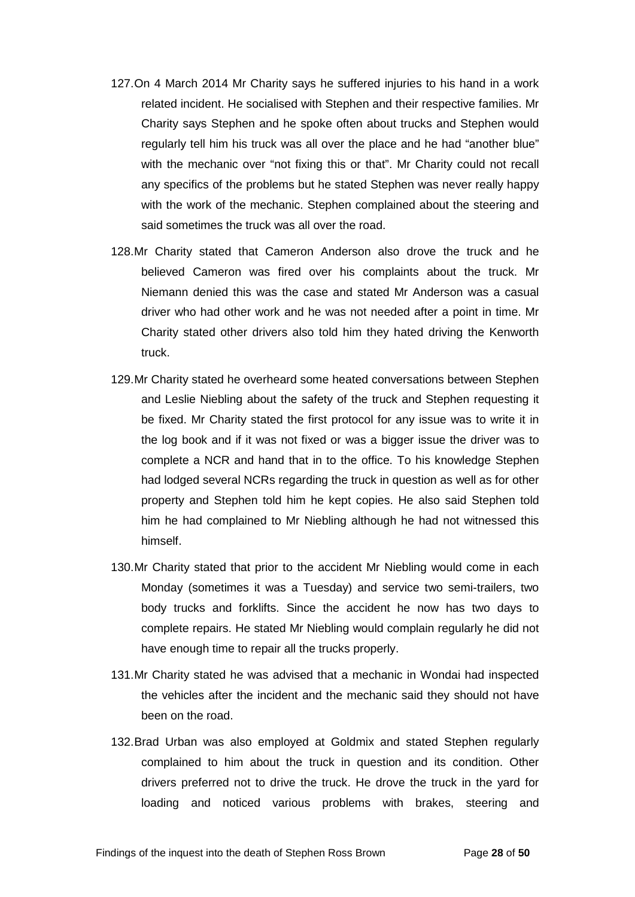127. On 4 March 2014 Mr Charity says he suffered injuries to his hand in a work related incident. He socialised with Stephen and their respective families. Mr Charity says Stephen and he spoke often about trucks and Stephen would regularly tell him his truck was all over the place and he had "another blue" with the mechanic over "not fixing this or that". Mr Charity could not recall any specifics of the problems but he stated Stephen was never really happy with the work of the mechanic. Stephen complained about the steering and said sometimes the truck was all over the road.

128. Mr Charity stated that Cameron Anderson also drove the truck and he believed Cameron was fired over his complaints about the truck. Mr Niemann denied this was the case and stated Mr Anderson was a casual driver who had other work and he was not needed after a point in time. Mr Charity stated other drivers also told him they hated driving the Kenworth truck.

129. Mr Charity stated he overheard some heated conversations between Stephen and Leslie Niebling about the safety of the truck and Stephen requesting it be fixed. Mr Charity stated the first protocol for any issue was to write it in the log book and if it was not fixed or was a bigger issue the driver was to complete a NCR and hand that in to the office. To his knowledge Stephen had lodged several NCRs regarding the truck in question as well as for other property and Stephen told him he kept copies. He also said Stephen told him he had complained to Mr Niebling although he had not witnessed this himself.

130. Mr Charity stated that prior to the accident Mr Niebling would come in each Monday (sometimes it was a Tuesday) and service two semi-trailers, two body trucks and forklifts. Since the accident he now has two days to complete repairs. He stated Mr Niebling would complain regularly he did not have enough time to repair all the trucks properly.

131. Mr Charity stated he was advised that a mechanic in Wondai had inspected the vehicles after the incident and the mechanic said they should not have been on the road.

132. Brad Urban was also employed at Goldmix and stated Stephen regularly complained to him about the truck in question and its condition. Other drivers preferred not to drive the truck. He drove the truck in the yard for loading and noticed various problems with brakes, steering and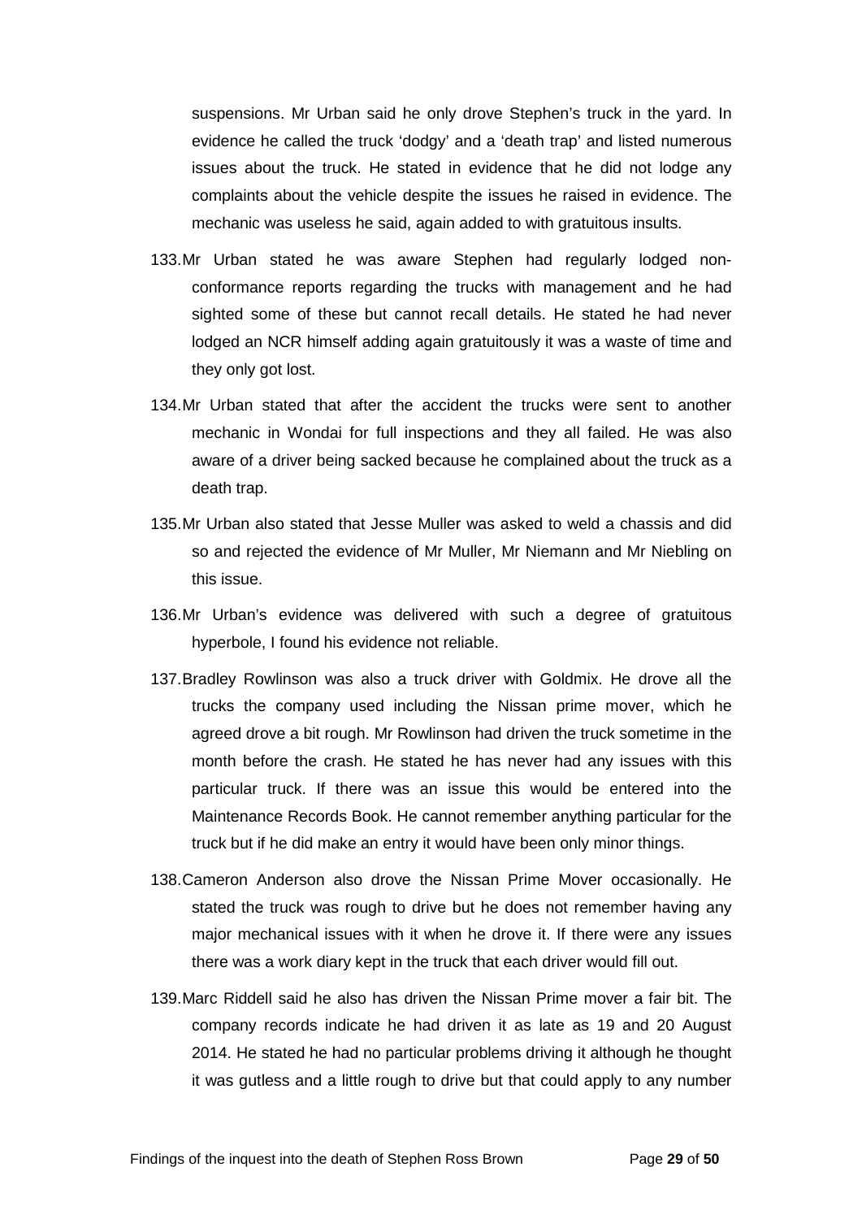suspensions. Mr Urban said he only drove Stephen's truck in the yard. In evidence he called the truck 'dodgy' and a 'death trap' and listed numerous issues about the truck. He stated in evidence that he did not lodge any complaints about the vehicle despite the issues he raised in evidence. The mechanic was useless he said, again added to with gratuitous insults.

133. Mr Urban stated he was aware Stephen had regularly lodged non-conformance reports regarding the trucks with management and he had sighted some of these but cannot recall details. He stated he had never lodged an NCR himself adding again gratuitously it was a waste of time and they only got lost.

134. Mr Urban stated that after the accident the trucks were sent to another mechanic in Wondai for full inspections and they all failed. He was also aware of a driver being sacked because he complained about the truck as a death trap.

135. Mr Urban also stated that Jesse Muller was asked to weld a chassis and did so and rejected the evidence of Mr Muller, Mr Niemann and Mr Niebling on this issue.

136. Mr Urban's evidence was delivered with such a degree of gratuitous hyperbole, I found his evidence not reliable.

137. Bradley Rowlinson was also a truck driver with Goldmix. He drove all the trucks the company used including the Nissan prime mover, which he agreed drove a bit rough. Mr Rowlinson had driven the truck sometime in the month before the crash. He stated he has never had any issues with this particular truck. If there was an issue this would be entered into the Maintenance Records Book. He cannot remember anything particular for the truck but if he did make an entry it would have been only minor things.

138. Cameron Anderson also drove the Nissan Prime Mover occasionally. He stated the truck was rough to drive but he does not remember having any major mechanical issues with it when he drove it. If there were any issues there was a work diary kept in the truck that each driver would fill out.

139. Marc Riddell said he also has driven the Nissan Prime mover a fair bit. The company records indicate he had driven it as late as 19 and 20 August 2014. He stated he had no particular problems driving it although he thought it was gutless and a little rough to drive but that could apply to any number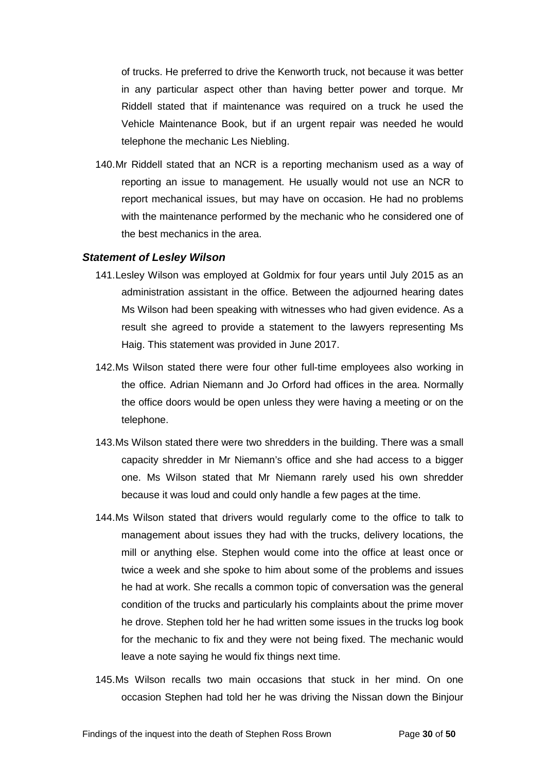of trucks. He preferred to drive the Kenworth truck, not because it was better in any particular aspect other than having better power and torque. Mr Riddell stated that if maintenance was required on a truck he used the Vehicle Maintenance Book, but if an urgent repair was needed he would telephone the mechanic Les Niebling.

140. Mr Riddell stated that an NCR is a reporting mechanism used as a way of reporting an issue to management. He usually would not use an NCR to report mechanical issues, but may have on occasion. He had no problems with the maintenance performed by the mechanic who he considered one of the best mechanics in the area.

### *Statement of Lesley Wilson*

141. Lesley Wilson was employed at Goldmix for four years until July 2015 as an administration assistant in the office. Between the adjourned hearing dates Ms Wilson had been speaking with witnesses who had given evidence. As a result she agreed to provide a statement to the lawyers representing Ms Haig. This statement was provided in June 2017.

142. Ms Wilson stated there were four other full-time employees also working in the office. Adrian Niemann and Jo Orford had offices in the area. Normally the office doors would be open unless they were having a meeting or on the telephone.

143. Ms Wilson stated there were two shredders in the building. There was a small capacity shredder in Mr Niemann's office and she had access to a bigger one. Ms Wilson stated that Mr Niemann rarely used his own shredder because it was loud and could only handle a few pages at the time.

144. Ms Wilson stated that drivers would regularly come to the office to talk to management about issues they had with the trucks, delivery locations, the mill or anything else. Stephen would come into the office at least once or twice a week and she spoke to him about some of the problems and issues he had at work. She recalls a common topic of conversation was the general condition of the trucks and particularly his complaints about the prime mover he drove. Stephen told her he had written some issues in the trucks log book for the mechanic to fix and they were not being fixed. The mechanic would leave a note saying he would fix things next time.

145. Ms Wilson recalls two main occasions that stuck in her mind. On one occasion Stephen had told her he was driving the Nissan down the Binjour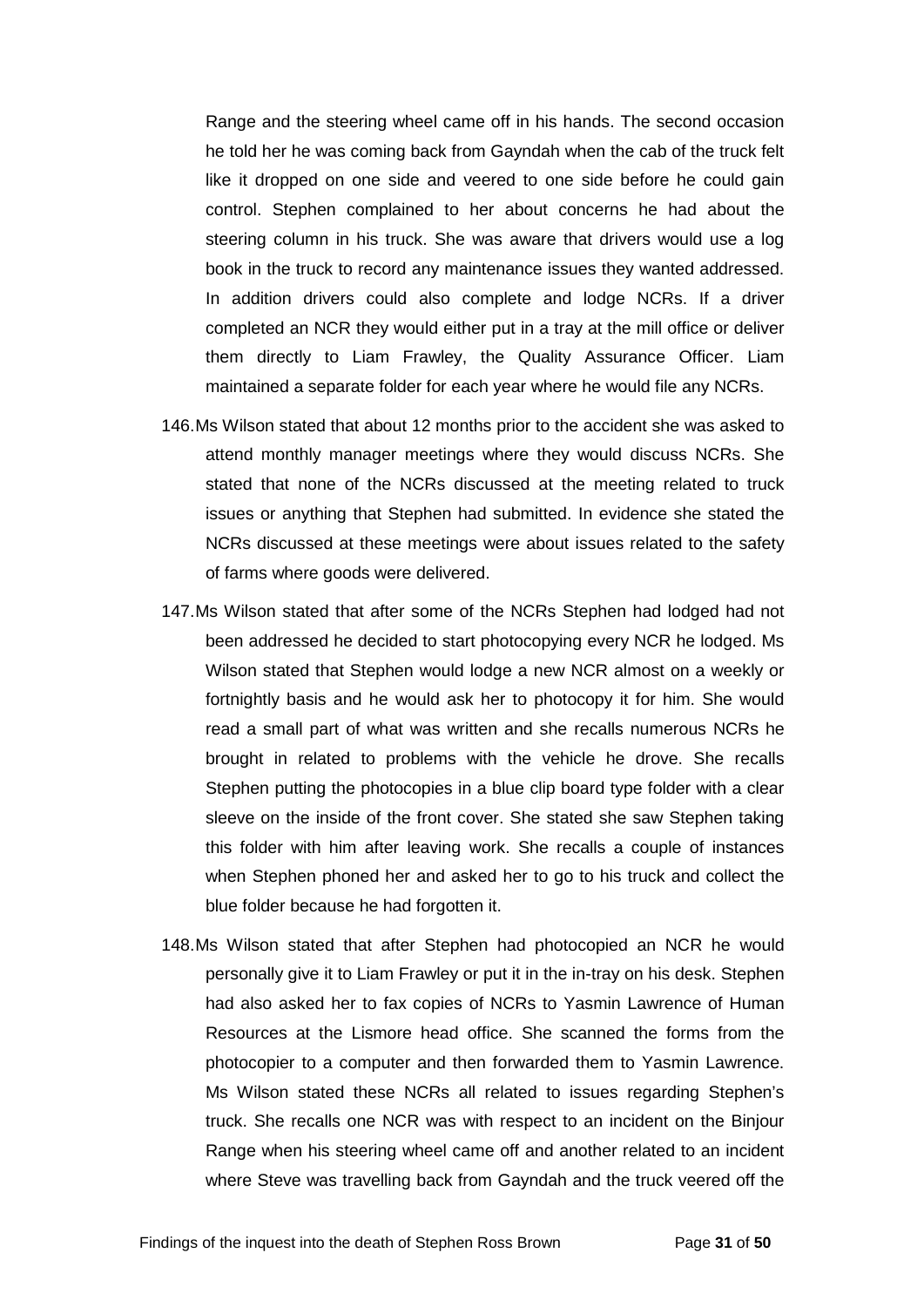Range and the steering wheel came off in his hands. The second occasion he told her he was coming back from Gayndah when the cab of the truck felt like it dropped on one side and veered to one side before he could gain control. Stephen complained to her about concerns he had about the steering column in his truck. She was aware that drivers would use a log book in the truck to record any maintenance issues they wanted addressed. In addition drivers could also complete and lodge NCRs. If a driver completed an NCR they would either put in a tray at the mill office or deliver them directly to Liam Frawley, the Quality Assurance Officer. Liam maintained a separate folder for each year where he would file any NCRs.

146. Ms Wilson stated that about 12 months prior to the accident she was asked to attend monthly manager meetings where they would discuss NCRs. She stated that none of the NCRs discussed at the meeting related to truck issues or anything that Stephen had submitted. In evidence she stated the NCRs discussed at these meetings were about issues related to the safety of farms where goods were delivered.

147. Ms Wilson stated that after some of the NCRs Stephen had lodged had not been addressed he decided to start photocopying every NCR he lodged. Ms Wilson stated that Stephen would lodge a new NCR almost on a weekly or fortnightly basis and he would ask her to photocopy it for him. She would read a small part of what was written and she recalls numerous NCRs he brought in related to problems with the vehicle he drove. She recalls Stephen putting the photocopies in a blue clip board type folder with a clear sleeve on the inside of the front cover. She stated she saw Stephen taking this folder with him after leaving work. She recalls a couple of instances when Stephen phoned her and asked her to go to his truck and collect the blue folder because he had forgotten it.

148. Ms Wilson stated that after Stephen had photocopied an NCR he would personally give it to Liam Frawley or put it in the in-tray on his desk. Stephen had also asked her to fax copies of NCRs to Yasmin Lawrence of Human Resources at the Lismore head office. She scanned the forms from the photocopier to a computer and then forwarded them to Yasmin Lawrence. Ms Wilson stated these NCRs all related to issues regarding Stephen's truck. She recalls one NCR was with respect to an incident on the Binjour Range when his steering wheel came off and another related to an incident where Steve was travelling back from Gayndah and the truck veered off the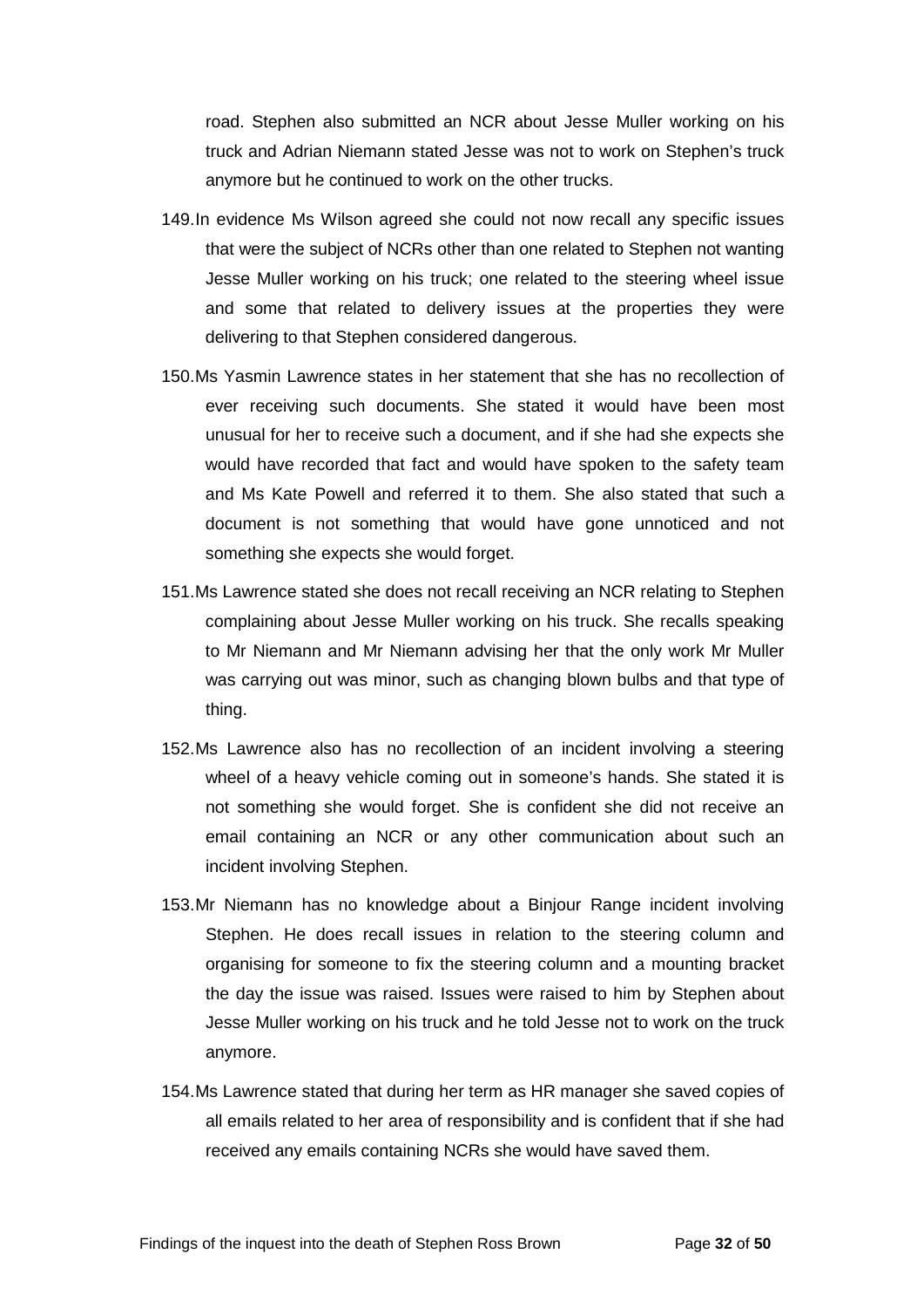road. Stephen also submitted an NCR about Jesse Muller working on his truck and Adrian Niemann stated Jesse was not to work on Stephen's truck anymore but he continued to work on the other trucks.

149. In evidence Ms Wilson agreed she could not now recall any specific issues that were the subject of NCRs other than one related to Stephen not wanting Jesse Muller working on his truck; one related to the steering wheel issue and some that related to delivery issues at the properties they were delivering to that Stephen considered dangerous.

150. Ms Yasmin Lawrence states in her statement that she has no recollection of ever receiving such documents. She stated it would have been most unusual for her to receive such a document, and if she had she expects she would have recorded that fact and would have spoken to the safety team and Ms Kate Powell and referred it to them. She also stated that such a document is not something that would have gone unnoticed and not something she expects she would forget.

151. Ms Lawrence stated she does not recall receiving an NCR relating to Stephen complaining about Jesse Muller working on his truck. She recalls speaking to Mr Niemann and Mr Niemann advising her that the only work Mr Muller was carrying out was minor, such as changing blown bulbs and that type of thing.

152. Ms Lawrence also has no recollection of an incident involving a steering wheel of a heavy vehicle coming out in someone's hands. She stated it is not something she would forget. She is confident she did not receive an email containing an NCR or any other communication about such an incident involving Stephen.

153. Mr Niemann has no knowledge about a Binjour Range incident involving Stephen. He does recall issues in relation to the steering column and organising for someone to fix the steering column and a mounting bracket the day the issue was raised. Issues were raised to him by Stephen about Jesse Muller working on his truck and he told Jesse not to work on the truck anymore.

154. Ms Lawrence stated that during her term as HR manager she saved copies of all emails related to her area of responsibility and is confident that if she had received any emails containing NCRs she would have saved them.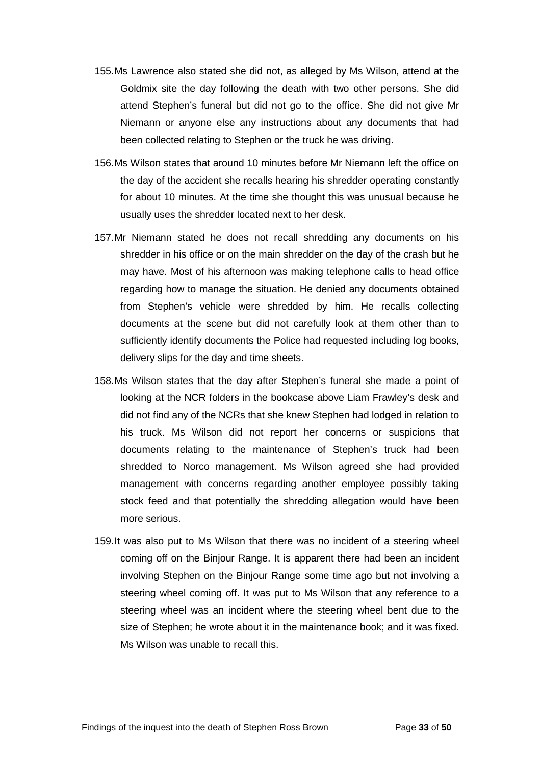155. Ms Lawrence also stated she did not, as alleged by Ms Wilson, attend at the Goldmix site the day following the death with two other persons. She did attend Stephen's funeral but did not go to the office. She did not give Mr Niemann or anyone else any instructions about any documents that had been collected relating to Stephen or the truck he was driving.

156. Ms Wilson states that around 10 minutes before Mr Niemann left the office on the day of the accident she recalls hearing his shredder operating constantly for about 10 minutes. At the time she thought this was unusual because he usually uses the shredder located next to her desk.

157. Mr Niemann stated he does not recall shredding any documents on his shredder in his office or on the main shredder on the day of the crash but he may have. Most of his afternoon was making telephone calls to head office regarding how to manage the situation. He denied any documents obtained from Stephen's vehicle were shredded by him. He recalls collecting documents at the scene but did not carefully look at them other than to sufficiently identify documents the Police had requested including log books, delivery slips for the day and time sheets.

158. Ms Wilson states that the day after Stephen's funeral she made a point of looking at the NCR folders in the bookcase above Liam Frawley's desk and did not find any of the NCRs that she knew Stephen had lodged in relation to his truck. Ms Wilson did not report her concerns or suspicions that documents relating to the maintenance of Stephen's truck had been shredded to Norco management. Ms Wilson agreed she had provided management with concerns regarding another employee possibly taking stock feed and that potentially the shredding allegation would have been more serious.

159. It was also put to Ms Wilson that there was no incident of a steering wheel coming off on the Binjour Range. It is apparent there had been an incident involving Stephen on the Binjour Range some time ago but not involving a steering wheel coming off. It was put to Ms Wilson that any reference to a steering wheel was an incident where the steering wheel bent due to the size of Stephen; he wrote about it in the maintenance book; and it was fixed. Ms Wilson was unable to recall this.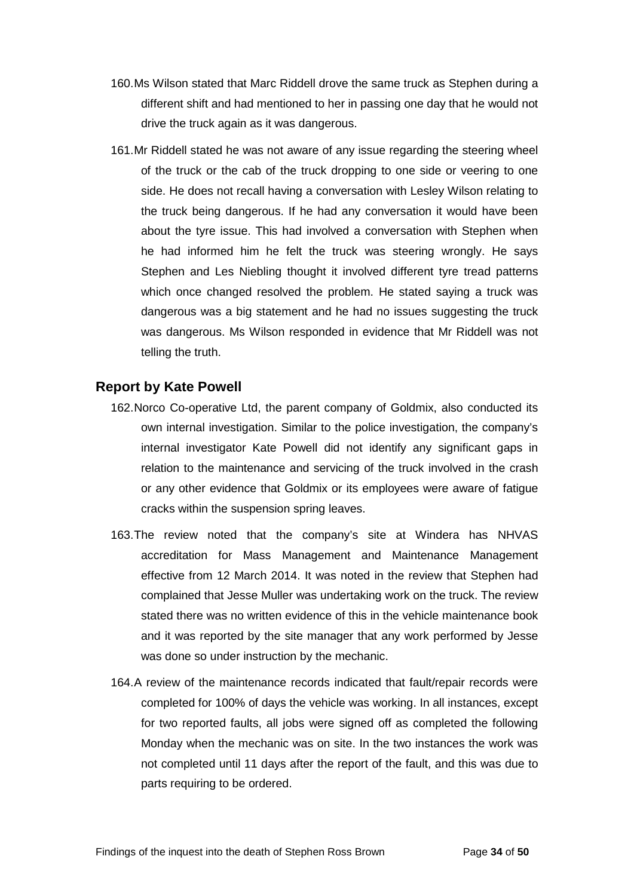160. Ms Wilson stated that Marc Riddell drove the same truck as Stephen during a different shift and had mentioned to her in passing one day that he would not drive the truck again as it was dangerous.

161. Mr Riddell stated he was not aware of any issue regarding the steering wheel of the truck or the cab of the truck dropping to one side or veering to one side. He does not recall having a conversation with Lesley Wilson relating to the truck being dangerous. If he had any conversation it would have been about the tyre issue. This had involved a conversation with Stephen when he had informed him he felt the truck was steering wrongly. He says Stephen and Les Niebling thought it involved different tyre tread patterns which once changed resolved the problem. He stated saying a truck was dangerous was a big statement and he had no issues suggesting the truck was dangerous. Ms Wilson responded in evidence that Mr Riddell was not telling the truth.

## Report by Kate Powell

162. Norco Co-operative Ltd, the parent company of Goldmix, also conducted its own internal investigation. Similar to the police investigation, the company's internal investigator Kate Powell did not identify any significant gaps in relation to the maintenance and servicing of the truck involved in the crash or any other evidence that Goldmix or its employees were aware of fatigue cracks within the suspension spring leaves.

163. The review noted that the company's site at Windera has NHVAS accreditation for Mass Management and Maintenance Management effective from 12 March 2014. It was noted in the review that Stephen had complained that Jesse Muller was undertaking work on the truck. The review stated there was no written evidence of this in the vehicle maintenance book and it was reported by the site manager that any work performed by Jesse was done so under instruction by the mechanic.

164. A review of the maintenance records indicated that fault/repair records were completed for 100% of days the vehicle was working. In all instances, except for two reported faults, all jobs were signed off as completed the following Monday when the mechanic was on site. In the two instances the work was not completed until 11 days after the report of the fault, and this was due to parts requiring to be ordered.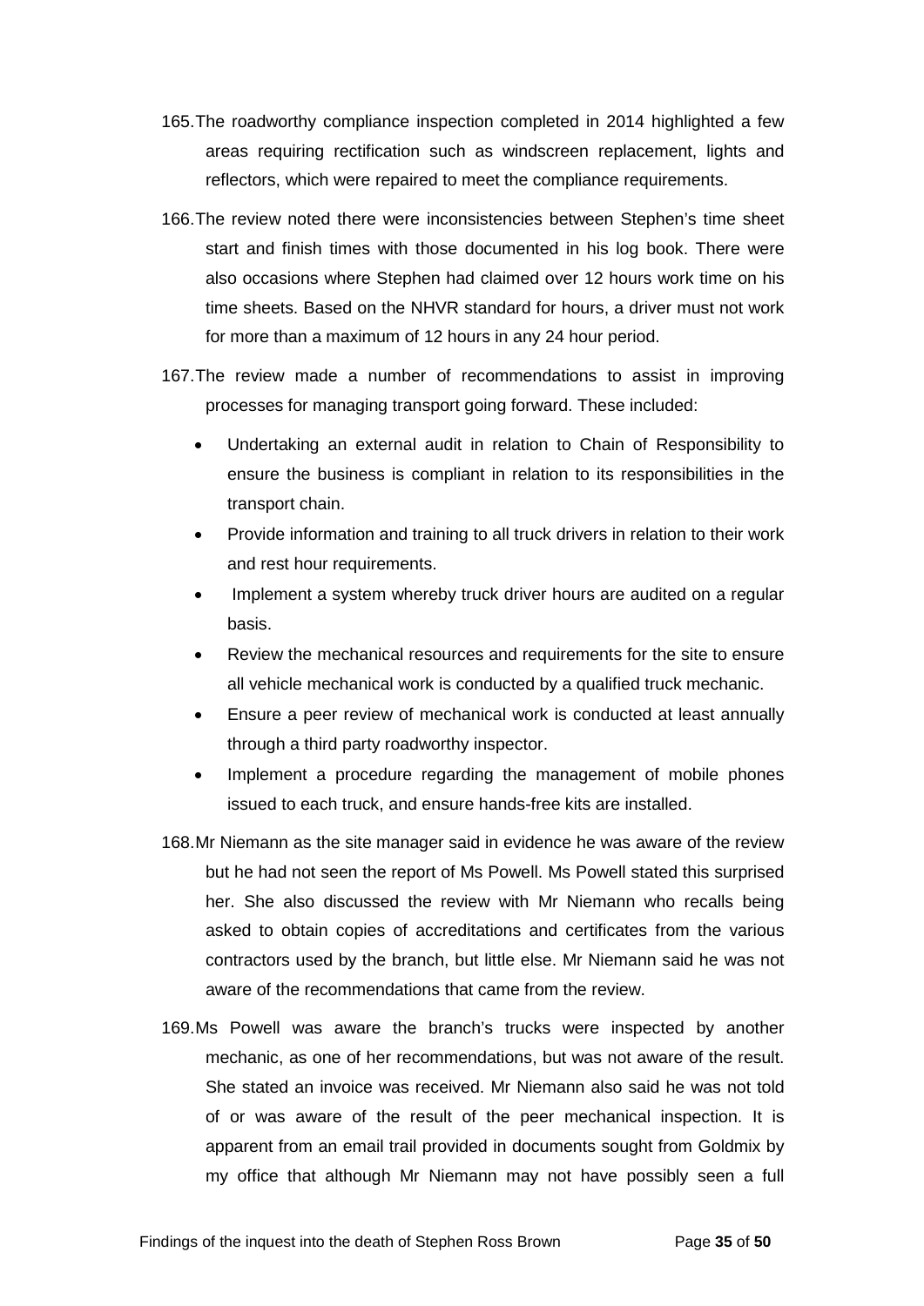165. The roadworthy compliance inspection completed in 2014 highlighted a few areas requiring rectification such as windscreen replacement, lights and reflectors, which were repaired to meet the compliance requirements.

166. The review noted there were inconsistencies between Stephen's time sheet start and finish times with those documented in his log book. There were also occasions where Stephen had claimed over 12 hours work time on his time sheets. Based on the NHVR standard for hours, a driver must not work for more than a maximum of 12 hours in any 24 hour period.

167. The review made a number of recommendations to assist in improving processes for managing transport going forward. These included:

    - Undertaking an external audit in relation to Chain of Responsibility to ensure the business is compliant in relation to its responsibilities in the transport chain.
    - Provide information and training to all truck drivers in relation to their work and rest hour requirements.
    - Implement a system whereby truck driver hours are audited on a regular basis.
    - Review the mechanical resources and requirements for the site to ensure all vehicle mechanical work is conducted by a qualified truck mechanic.
    - Ensure a peer review of mechanical work is conducted at least annually through a third party roadworthy inspector.
    - Implement a procedure regarding the management of mobile phones issued to each truck, and ensure hands-free kits are installed.

168. Mr Niemann as the site manager said in evidence he was aware of the review but he had not seen the report of Ms Powell. Ms Powell stated this surprised her. She also discussed the review with Mr Niemann who recalls being asked to obtain copies of accreditations and certificates from the various contractors used by the branch, but little else. Mr Niemann said he was not aware of the recommendations that came from the review.

169. Ms Powell was aware the branch's trucks were inspected by another mechanic, as one of her recommendations, but was not aware of the result. She stated an invoice was received. Mr Niemann also said he was not told of or was aware of the result of the peer mechanical inspection. It is apparent from an email trail provided in documents sought from Goldmix by my office that although Mr Niemann may not have possibly seen a full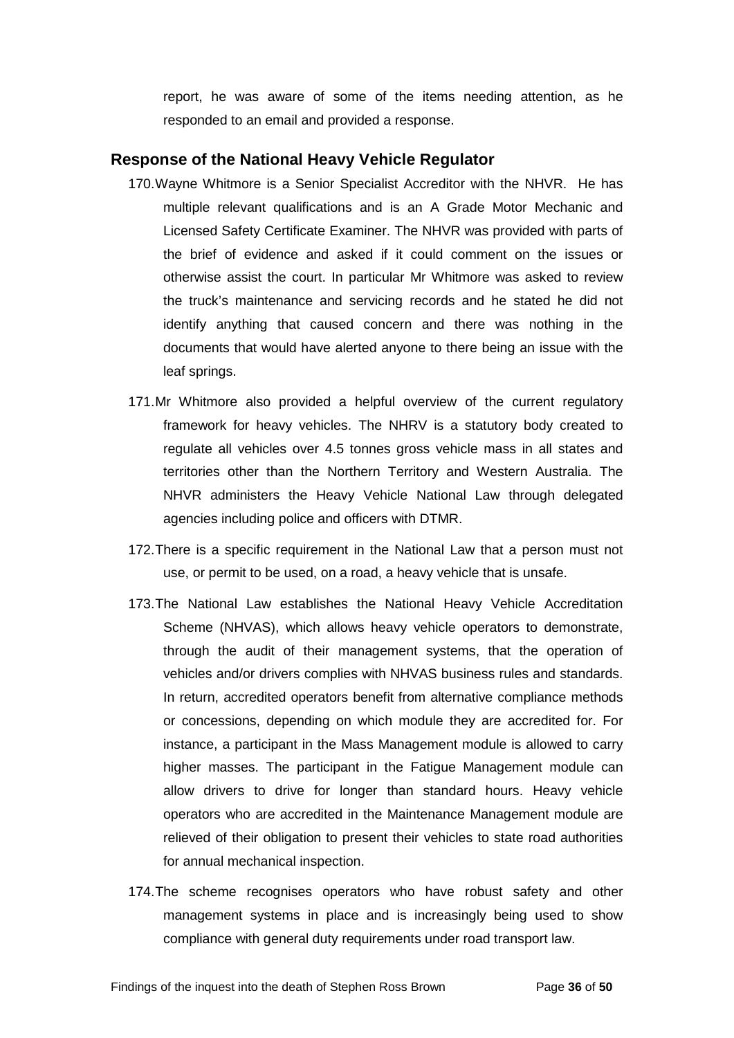report, he was aware of some of the items needing attention, as he responded to an email and provided a response.

### Response of the National Heavy Vehicle Regulator

170. Wayne Whitmore is a Senior Specialist Accreditor with the NHVR. He has multiple relevant qualifications and is an A Grade Motor Mechanic and Licensed Safety Certificate Examiner. The NHVR was provided with parts of the brief of evidence and asked if it could comment on the issues or otherwise assist the court. In particular Mr Whitmore was asked to review the truck's maintenance and servicing records and he stated he did not identify anything that caused concern and there was nothing in the documents that would have alerted anyone to there being an issue with the leaf springs.

171. Mr Whitmore also provided a helpful overview of the current regulatory framework for heavy vehicles. The NHRV is a statutory body created to regulate all vehicles over 4.5 tonnes gross vehicle mass in all states and territories other than the Northern Territory and Western Australia. The NHVR administers the Heavy Vehicle National Law through delegated agencies including police and officers with DTMR.

172. There is a specific requirement in the National Law that a person must not use, or permit to be used, on a road, a heavy vehicle that is unsafe.

173. The National Law establishes the National Heavy Vehicle Accreditation Scheme (NHVAS), which allows heavy vehicle operators to demonstrate, through the audit of their management systems, that the operation of vehicles and/or drivers complies with NHVAS business rules and standards. In return, accredited operators benefit from alternative compliance methods or concessions, depending on which module they are accredited for. For instance, a participant in the Mass Management module is allowed to carry higher masses. The participant in the Fatigue Management module can allow drivers to drive for longer than standard hours. Heavy vehicle operators who are accredited in the Maintenance Management module are relieved of their obligation to present their vehicles to state road authorities for annual mechanical inspection.

174. The scheme recognises operators who have robust safety and other management systems in place and is increasingly being used to show compliance with general duty requirements under road transport law.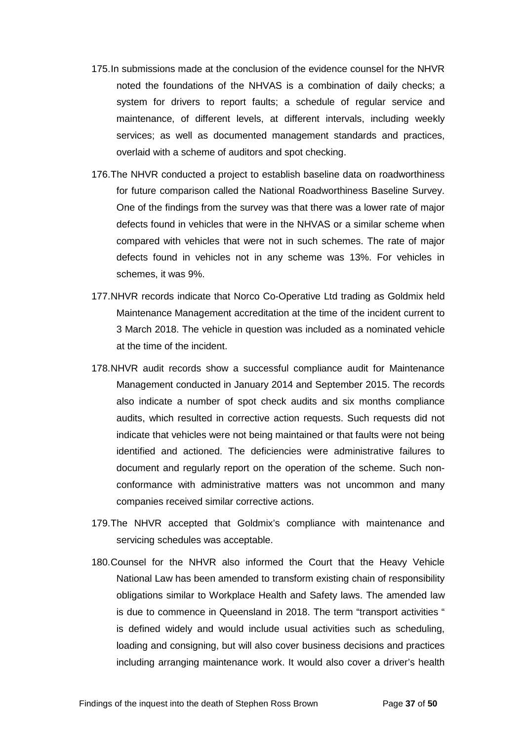175. In submissions made at the conclusion of the evidence counsel for the NHVR noted the foundations of the NHVAS is a combination of daily checks; a system for drivers to report faults; a schedule of regular service and maintenance, of different levels, at different intervals, including weekly services; as well as documented management standards and practices, overlaid with a scheme of auditors and spot checking.

176. The NHVR conducted a project to establish baseline data on roadworthiness for future comparison called the National Roadworthiness Baseline Survey. One of the findings from the survey was that there was a lower rate of major defects found in vehicles that were in the NHVAS or a similar scheme when compared with vehicles that were not in such schemes. The rate of major defects found in vehicles not in any scheme was 13%. For vehicles in schemes, it was 9%.

177. NHVR records indicate that Norco Co-Operative Ltd trading as Goldmix held Maintenance Management accreditation at the time of the incident current to 3 March 2018. The vehicle in question was included as a nominated vehicle at the time of the incident.

178. NHVR audit records show a successful compliance audit for Maintenance Management conducted in January 2014 and September 2015. The records also indicate a number of spot check audits and six months compliance audits, which resulted in corrective action requests. Such requests did not indicate that vehicles were not being maintained or that faults were not being identified and actioned. The deficiencies were administrative failures to document and regularly report on the operation of the scheme. Such non-conformance with administrative matters was not uncommon and many companies received similar corrective actions.

179. The NHVR accepted that Goldmix's compliance with maintenance and servicing schedules was acceptable.

180. Counsel for the NHVR also informed the Court that the Heavy Vehicle National Law has been amended to transform existing chain of responsibility obligations similar to Workplace Health and Safety laws. The amended law is due to commence in Queensland in 2018. The term "transport activities " is defined widely and would include usual activities such as scheduling, loading and consigning, but will also cover business decisions and practices including arranging maintenance work. It would also cover a driver's health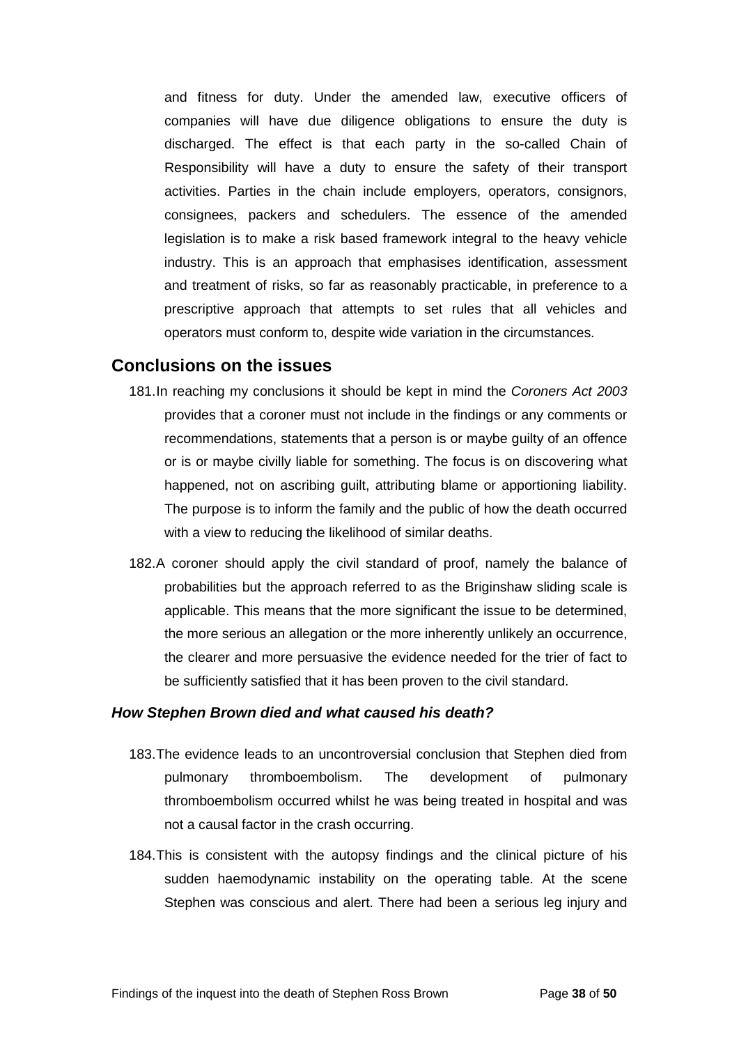and fitness for duty. Under the amended law, executive officers of companies will have due diligence obligations to ensure the duty is discharged. The effect is that each party in the so-called Chain of Responsibility will have a duty to ensure the safety of their transport activities. Parties in the chain include employers, operators, consignors, consignees, packers and schedulers. The essence of the amended legislation is to make a risk based framework integral to the heavy vehicle industry. This is an approach that emphasises identification, assessment and treatment of risks, so far as reasonably practicable, in preference to a prescriptive approach that attempts to set rules that all vehicles and operators must conform to, despite wide variation in the circumstances.

## Conclusions on the issues

181. In reaching my conclusions it should be kept in mind the *Coroners Act 2003* provides that a coroner must not include in the findings or any comments or recommendations, statements that a person is or maybe guilty of an offence or is or maybe civilly liable for something. The focus is on discovering what happened, not on ascribing guilt, attributing blame or apportioning liability. The purpose is to inform the family and the public of how the death occurred with a view to reducing the likelihood of similar deaths.

182. A coroner should apply the civil standard of proof, namely the balance of probabilities but the approach referred to as the Briginshaw sliding scale is applicable. This means that the more significant the issue to be determined, the more serious an allegation or the more inherently unlikely an occurrence, the clearer and more persuasive the evidence needed for the trier of fact to be sufficiently satisfied that it has been proven to the civil standard.

### *How Stephen Brown died and what caused his death?*

183. The evidence leads to an uncontroversial conclusion that Stephen died from pulmonary thromboembolism. The development of pulmonary thromboembolism occurred whilst he was being treated in hospital and was not a causal factor in the crash occurring.

184. This is consistent with the autopsy findings and the clinical picture of his sudden haemodynamic instability on the operating table. At the scene Stephen was conscious and alert. There had been a serious leg injury and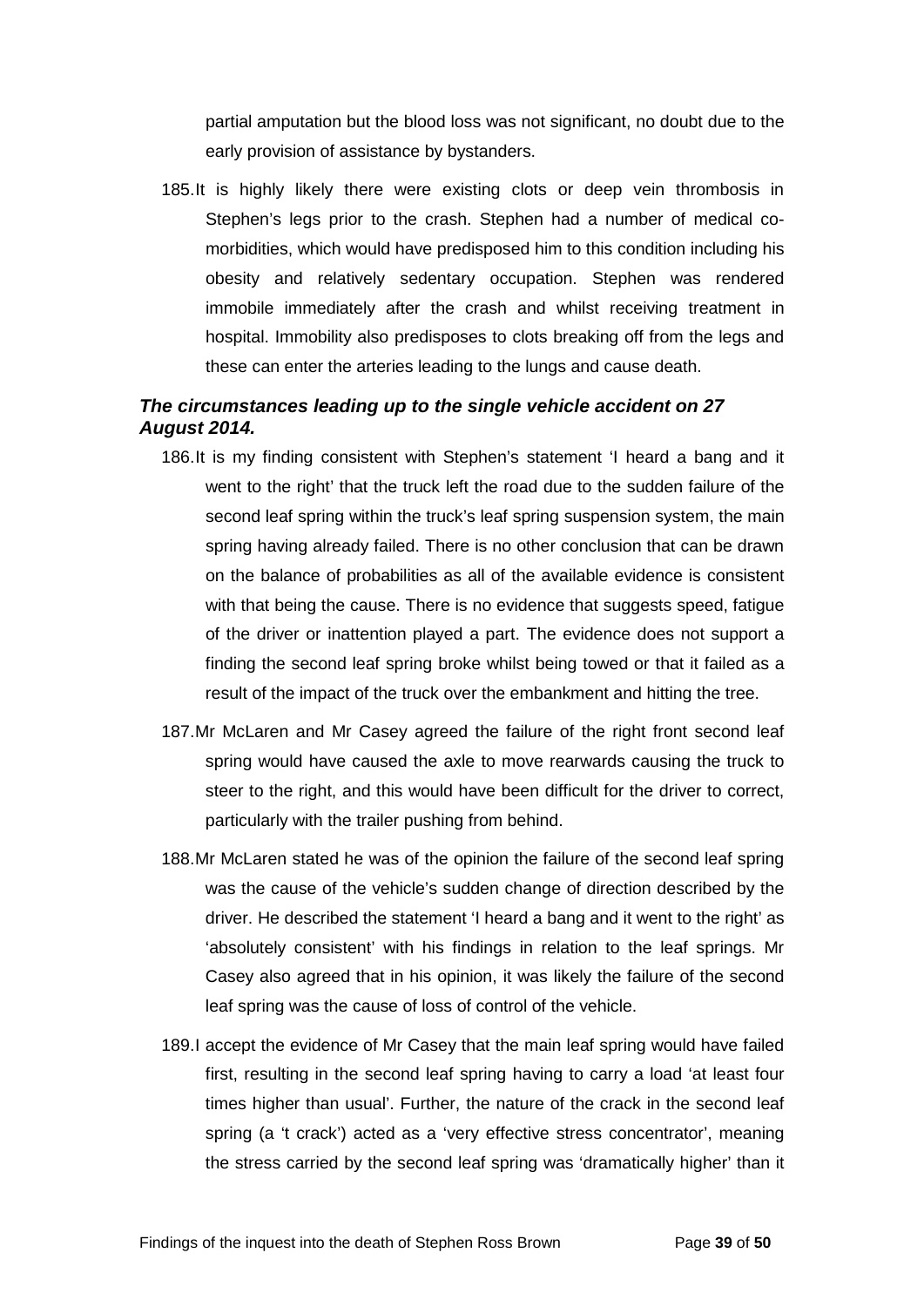partial amputation but the blood loss was not significant, no doubt due to the early provision of assistance by bystanders.

185. It is highly likely there were existing clots or deep vein thrombosis in Stephen's legs prior to the crash. Stephen had a number of medical co-morbidities, which would have predisposed him to this condition including his obesity and relatively sedentary occupation. Stephen was rendered immobile immediately after the crash and whilst receiving treatment in hospital. Immobility also predisposes to clots breaking off from the legs and these can enter the arteries leading to the lungs and cause death.

### *The circumstances leading up to the single vehicle accident on 27 August 2014.*

186. It is my finding consistent with Stephen's statement 'I heard a bang and it went to the right' that the truck left the road due to the sudden failure of the second leaf spring within the truck's leaf spring suspension system, the main spring having already failed. There is no other conclusion that can be drawn on the balance of probabilities as all of the available evidence is consistent with that being the cause. There is no evidence that suggests speed, fatigue of the driver or inattention played a part. The evidence does not support a finding the second leaf spring broke whilst being towed or that it failed as a result of the impact of the truck over the embankment and hitting the tree.

187. Mr McLaren and Mr Casey agreed the failure of the right front second leaf spring would have caused the axle to move rearwards causing the truck to steer to the right, and this would have been difficult for the driver to correct, particularly with the trailer pushing from behind.

188. Mr McLaren stated he was of the opinion the failure of the second leaf spring was the cause of the vehicle's sudden change of direction described by the driver. He described the statement 'I heard a bang and it went to the right' as 'absolutely consistent' with his findings in relation to the leaf springs. Mr Casey also agreed that in his opinion, it was likely the failure of the second leaf spring was the cause of loss of control of the vehicle.

189. I accept the evidence of Mr Casey that the main leaf spring would have failed first, resulting in the second leaf spring having to carry a load 'at least four times higher than usual'. Further, the nature of the crack in the second leaf spring (a 't crack') acted as a 'very effective stress concentrator', meaning the stress carried by the second leaf spring was 'dramatically higher' than it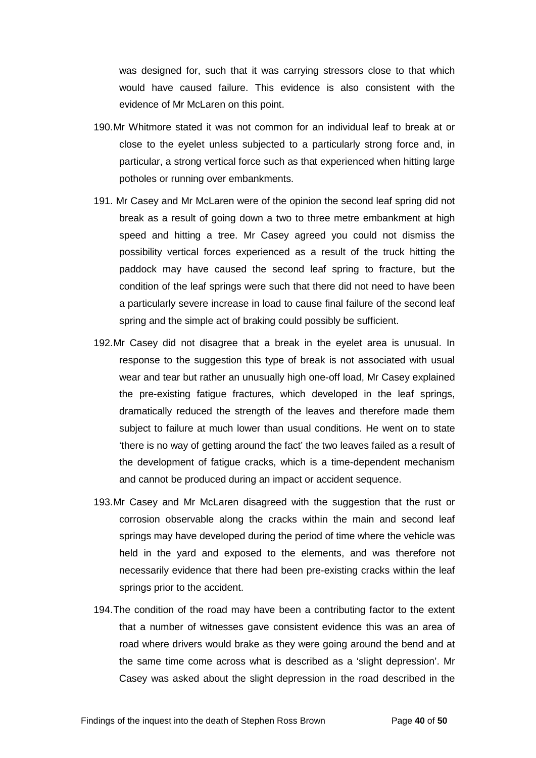was designed for, such that it was carrying stressors close to that which would have caused failure. This evidence is also consistent with the evidence of Mr McLaren on this point.

190. Mr Whitmore stated it was not common for an individual leaf to break at or close to the eyelet unless subjected to a particularly strong force and, in particular, a strong vertical force such as that experienced when hitting large potholes or running over embankments.

191. Mr Casey and Mr McLaren were of the opinion the second leaf spring did not break as a result of going down a two to three metre embankment at high speed and hitting a tree. Mr Casey agreed you could not dismiss the possibility vertical forces experienced as a result of the truck hitting the paddock may have caused the second leaf spring to fracture, but the condition of the leaf springs were such that there did not need to have been a particularly severe increase in load to cause final failure of the second leaf spring and the simple act of braking could possibly be sufficient.

192. Mr Casey did not disagree that a break in the eyelet area is unusual. In response to the suggestion this type of break is not associated with usual wear and tear but rather an unusually high one-off load, Mr Casey explained the pre-existing fatigue fractures, which developed in the leaf springs, dramatically reduced the strength of the leaves and therefore made them subject to failure at much lower than usual conditions. He went on to state 'there is no way of getting around the fact' the two leaves failed as a result of the development of fatigue cracks, which is a time-dependent mechanism and cannot be produced during an impact or accident sequence.

193. Mr Casey and Mr McLaren disagreed with the suggestion that the rust or corrosion observable along the cracks within the main and second leaf springs may have developed during the period of time where the vehicle was held in the yard and exposed to the elements, and was therefore not necessarily evidence that there had been pre-existing cracks within the leaf springs prior to the accident.

194. The condition of the road may have been a contributing factor to the extent that a number of witnesses gave consistent evidence this was an area of road where drivers would brake as they were going around the bend and at the same time come across what is described as a 'slight depression'. Mr Casey was asked about the slight depression in the road described in the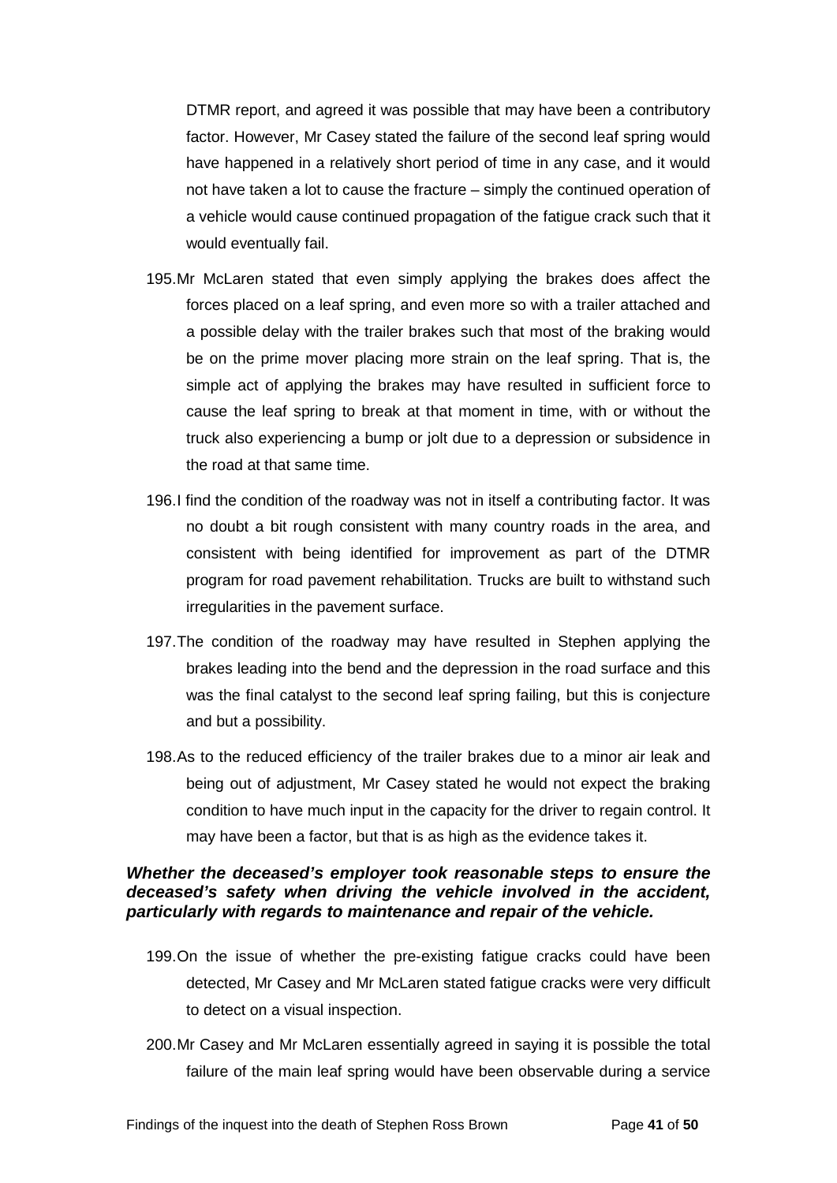DTMR report, and agreed it was possible that may have been a contributory factor. However, Mr Casey stated the failure of the second leaf spring would have happened in a relatively short period of time in any case, and it would not have taken a lot to cause the fracture – simply the continued operation of a vehicle would cause continued propagation of the fatigue crack such that it would eventually fail.

195. Mr McLaren stated that even simply applying the brakes does affect the forces placed on a leaf spring, and even more so with a trailer attached and a possible delay with the trailer brakes such that most of the braking would be on the prime mover placing more strain on the leaf spring. That is, the simple act of applying the brakes may have resulted in sufficient force to cause the leaf spring to break at that moment in time, with or without the truck also experiencing a bump or jolt due to a depression or subsidence in the road at that same time.

196. I find the condition of the roadway was not in itself a contributing factor. It was no doubt a bit rough consistent with many country roads in the area, and consistent with being identified for improvement as part of the DTMR program for road pavement rehabilitation. Trucks are built to withstand such irregularities in the pavement surface.

197. The condition of the roadway may have resulted in Stephen applying the brakes leading into the bend and the depression in the road surface and this was the final catalyst to the second leaf spring failing, but this is conjecture and but a possibility.

198. As to the reduced efficiency of the trailer brakes due to a minor air leak and being out of adjustment, Mr Casey stated he would not expect the braking condition to have much input in the capacity for the driver to regain control. It may have been a factor, but that is as high as the evidence takes it.

### *Whether the deceased's employer took reasonable steps to ensure the deceased's safety when driving the vehicle involved in the accident, particularly with regards to maintenance and repair of the vehicle.*

199. On the issue of whether the pre-existing fatigue cracks could have been detected, Mr Casey and Mr McLaren stated fatigue cracks were very difficult to detect on a visual inspection.

200. Mr Casey and Mr McLaren essentially agreed in saying it is possible the total failure of the main leaf spring would have been observable during a service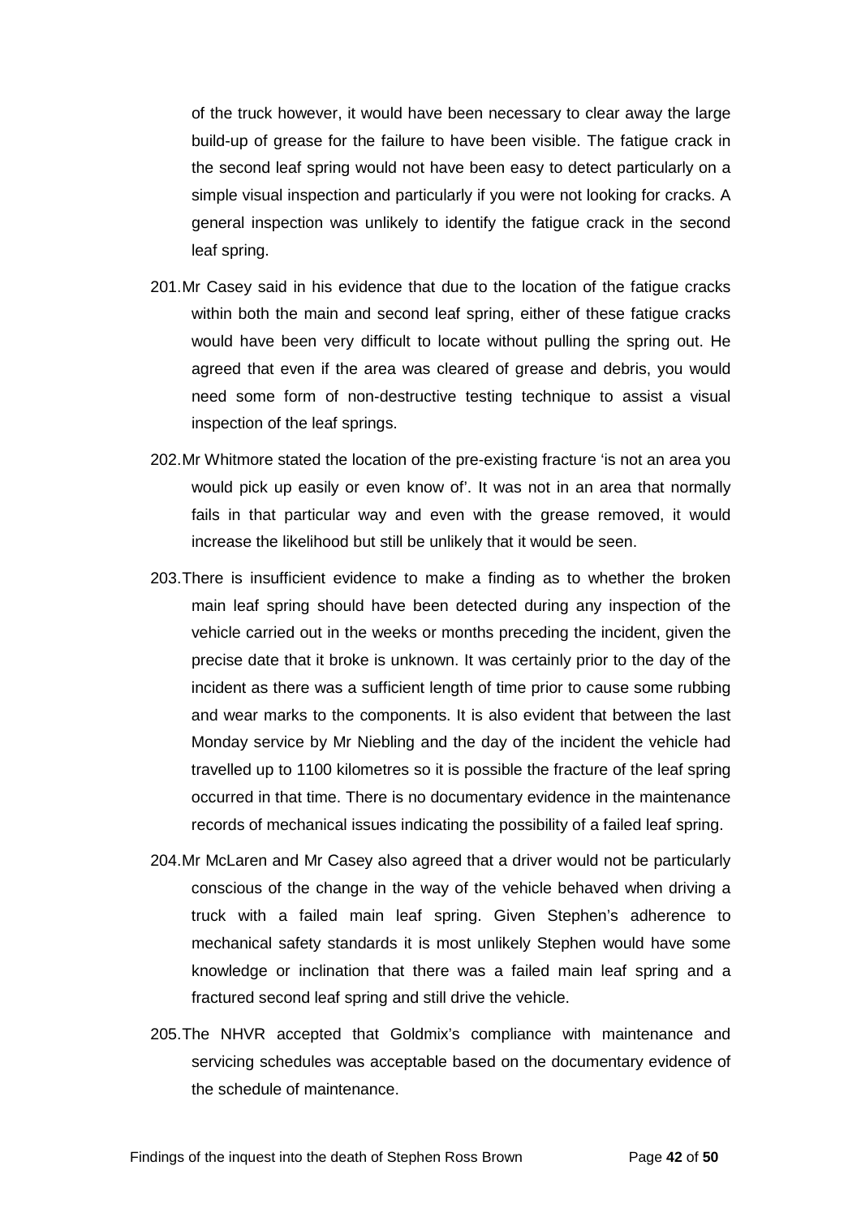of the truck however, it would have been necessary to clear away the large build-up of grease for the failure to have been visible. The fatigue crack in the second leaf spring would not have been easy to detect particularly on a simple visual inspection and particularly if you were not looking for cracks. A general inspection was unlikely to identify the fatigue crack in the second leaf spring.

201. Mr Casey said in his evidence that due to the location of the fatigue cracks within both the main and second leaf spring, either of these fatigue cracks would have been very difficult to locate without pulling the spring out. He agreed that even if the area was cleared of grease and debris, you would need some form of non-destructive testing technique to assist a visual inspection of the leaf springs.

202. Mr Whitmore stated the location of the pre-existing fracture 'is not an area you would pick up easily or even know of'. It was not in an area that normally fails in that particular way and even with the grease removed, it would increase the likelihood but still be unlikely that it would be seen.

203. There is insufficient evidence to make a finding as to whether the broken main leaf spring should have been detected during any inspection of the vehicle carried out in the weeks or months preceding the incident, given the precise date that it broke is unknown. It was certainly prior to the day of the incident as there was a sufficient length of time prior to cause some rubbing and wear marks to the components. It is also evident that between the last Monday service by Mr Niebling and the day of the incident the vehicle had travelled up to 1100 kilometres so it is possible the fracture of the leaf spring occurred in that time. There is no documentary evidence in the maintenance records of mechanical issues indicating the possibility of a failed leaf spring.

204. Mr McLaren and Mr Casey also agreed that a driver would not be particularly conscious of the change in the way of the vehicle behaved when driving a truck with a failed main leaf spring. Given Stephen's adherence to mechanical safety standards it is most unlikely Stephen would have some knowledge or inclination that there was a failed main leaf spring and a fractured second leaf spring and still drive the vehicle.

205. The NHVR accepted that Goldmix's compliance with maintenance and servicing schedules was acceptable based on the documentary evidence of the schedule of maintenance.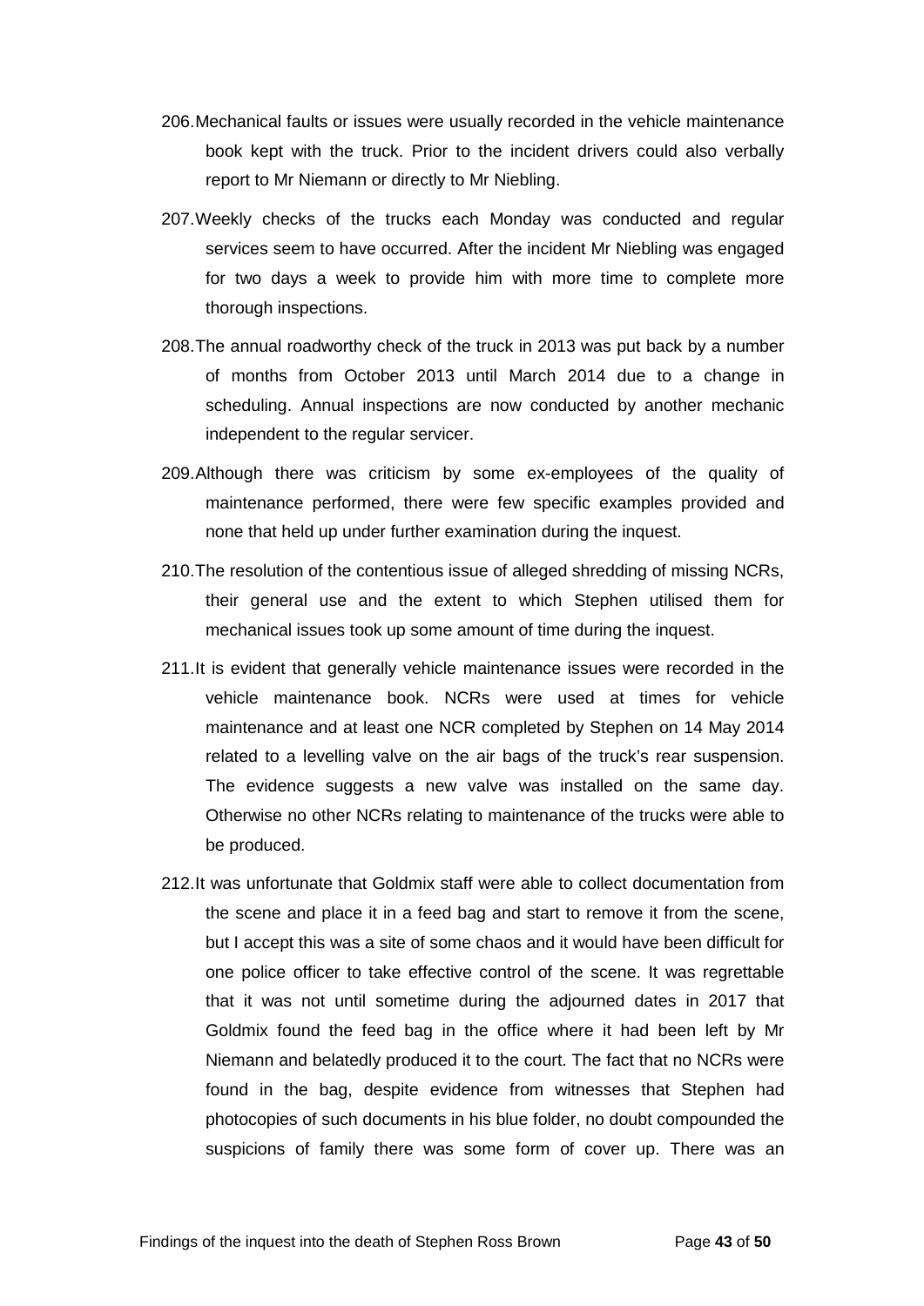206. Mechanical faults or issues were usually recorded in the vehicle maintenance book kept with the truck. Prior to the incident drivers could also verbally report to Mr Niemann or directly to Mr Niebling.

207. Weekly checks of the trucks each Monday was conducted and regular services seem to have occurred. After the incident Mr Niebling was engaged for two days a week to provide him with more time to complete more thorough inspections.

208. The annual roadworthy check of the truck in 2013 was put back by a number of months from October 2013 until March 2014 due to a change in scheduling. Annual inspections are now conducted by another mechanic independent to the regular servicer.

209. Although there was criticism by some ex-employees of the quality of maintenance performed, there were few specific examples provided and none that held up under further examination during the inquest.

210. The resolution of the contentious issue of alleged shredding of missing NCRs, their general use and the extent to which Stephen utilised them for mechanical issues took up some amount of time during the inquest.

211. It is evident that generally vehicle maintenance issues were recorded in the vehicle maintenance book. NCRs were used at times for vehicle maintenance and at least one NCR completed by Stephen on 14 May 2014 related to a levelling valve on the air bags of the truck's rear suspension. The evidence suggests a new valve was installed on the same day. Otherwise no other NCRs relating to maintenance of the trucks were able to be produced.

212. It was unfortunate that Goldmix staff were able to collect documentation from the scene and place it in a feed bag and start to remove it from the scene, but I accept this was a site of some chaos and it would have been difficult for one police officer to take effective control of the scene. It was regrettable that it was not until sometime during the adjourned dates in 2017 that Goldmix found the feed bag in the office where it had been left by Mr Niemann and belatedly produced it to the court. The fact that no NCRs were found in the bag, despite evidence from witnesses that Stephen had photocopies of such documents in his blue folder, no doubt compounded the suspicions of family there was some form of cover up. There was an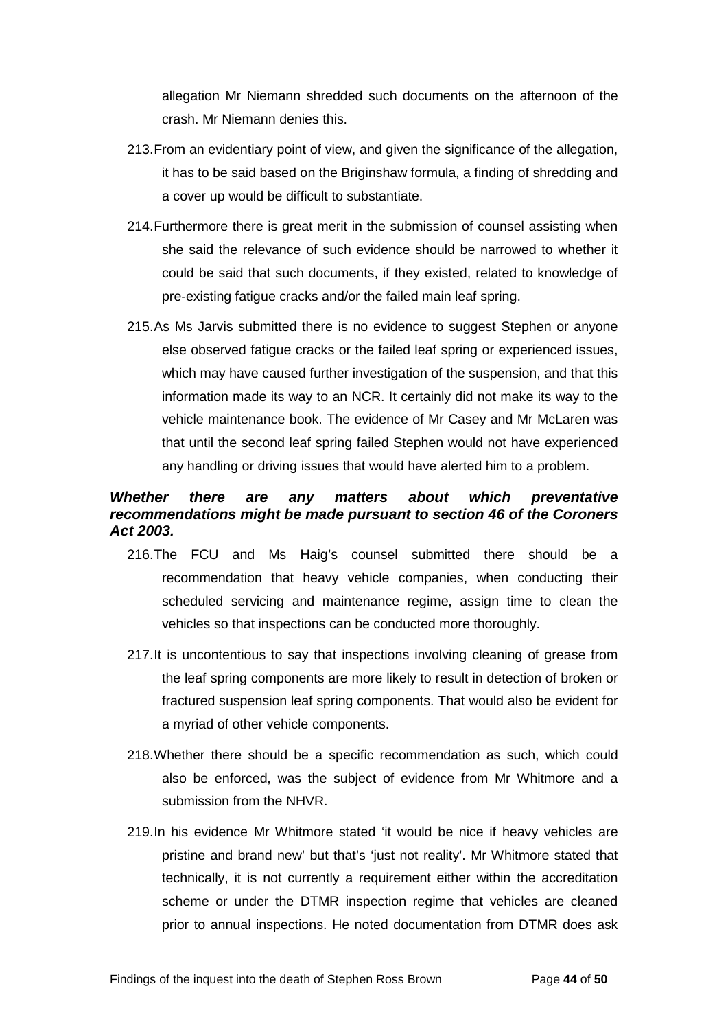allegation Mr Niemann shredded such documents on the afternoon of the crash. Mr Niemann denies this.

213. From an evidentiary point of view, and given the significance of the allegation, it has to be said based on the Briginshaw formula, a finding of shredding and a cover up would be difficult to substantiate.

214. Furthermore there is great merit in the submission of counsel assisting when she said the relevance of such evidence should be narrowed to whether it could be said that such documents, if they existed, related to knowledge of pre-existing fatigue cracks and/or the failed main leaf spring.

215. As Ms Jarvis submitted there is no evidence to suggest Stephen or anyone else observed fatigue cracks or the failed leaf spring or experienced issues, which may have caused further investigation of the suspension, and that this information made its way to an NCR. It certainly did not make its way to the vehicle maintenance book. The evidence of Mr Casey and Mr McLaren was that until the second leaf spring failed Stephen would not have experienced any handling or driving issues that would have alerted him to a problem.

### *Whether there are any matters about which preventative recommendations might be made pursuant to section 46 of the Coroners Act 2003.*

216. The FCU and Ms Haig's counsel submitted there should be a recommendation that heavy vehicle companies, when conducting their scheduled servicing and maintenance regime, assign time to clean the vehicles so that inspections can be conducted more thoroughly.

217. It is uncontentious to say that inspections involving cleaning of grease from the leaf spring components are more likely to result in detection of broken or fractured suspension leaf spring components. That would also be evident for a myriad of other vehicle components.

218. Whether there should be a specific recommendation as such, which could also be enforced, was the subject of evidence from Mr Whitmore and a submission from the NHVR.

219. In his evidence Mr Whitmore stated 'it would be nice if heavy vehicles are pristine and brand new' but that's 'just not reality'. Mr Whitmore stated that technically, it is not currently a requirement either within the accreditation scheme or under the DTMR inspection regime that vehicles are cleaned prior to annual inspections. He noted documentation from DTMR does ask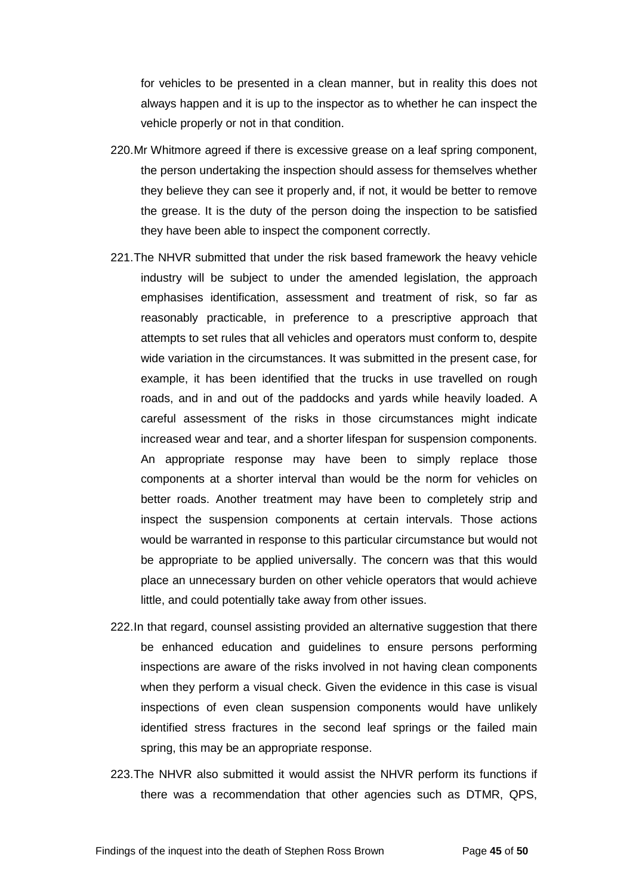for vehicles to be presented in a clean manner, but in reality this does not always happen and it is up to the inspector as to whether he can inspect the vehicle properly or not in that condition.

220. Mr Whitmore agreed if there is excessive grease on a leaf spring component, the person undertaking the inspection should assess for themselves whether they believe they can see it properly and, if not, it would be better to remove the grease. It is the duty of the person doing the inspection to be satisfied they have been able to inspect the component correctly.

221. The NHVR submitted that under the risk based framework the heavy vehicle industry will be subject to under the amended legislation, the approach emphasises identification, assessment and treatment of risk, so far as reasonably practicable, in preference to a prescriptive approach that attempts to set rules that all vehicles and operators must conform to, despite wide variation in the circumstances. It was submitted in the present case, for example, it has been identified that the trucks in use travelled on rough roads, and in and out of the paddocks and yards while heavily loaded. A careful assessment of the risks in those circumstances might indicate increased wear and tear, and a shorter lifespan for suspension components. An appropriate response may have been to simply replace those components at a shorter interval than would be the norm for vehicles on better roads. Another treatment may have been to completely strip and inspect the suspension components at certain intervals. Those actions would be warranted in response to this particular circumstance but would not be appropriate to be applied universally. The concern was that this would place an unnecessary burden on other vehicle operators that would achieve little, and could potentially take away from other issues.

222. In that regard, counsel assisting provided an alternative suggestion that there be enhanced education and guidelines to ensure persons performing inspections are aware of the risks involved in not having clean components when they perform a visual check. Given the evidence in this case is visual inspections of even clean suspension components would have unlikely identified stress fractures in the second leaf springs or the failed main spring, this may be an appropriate response.

223. The NHVR also submitted it would assist the NHVR perform its functions if there was a recommendation that other agencies such as DTMR, QPS,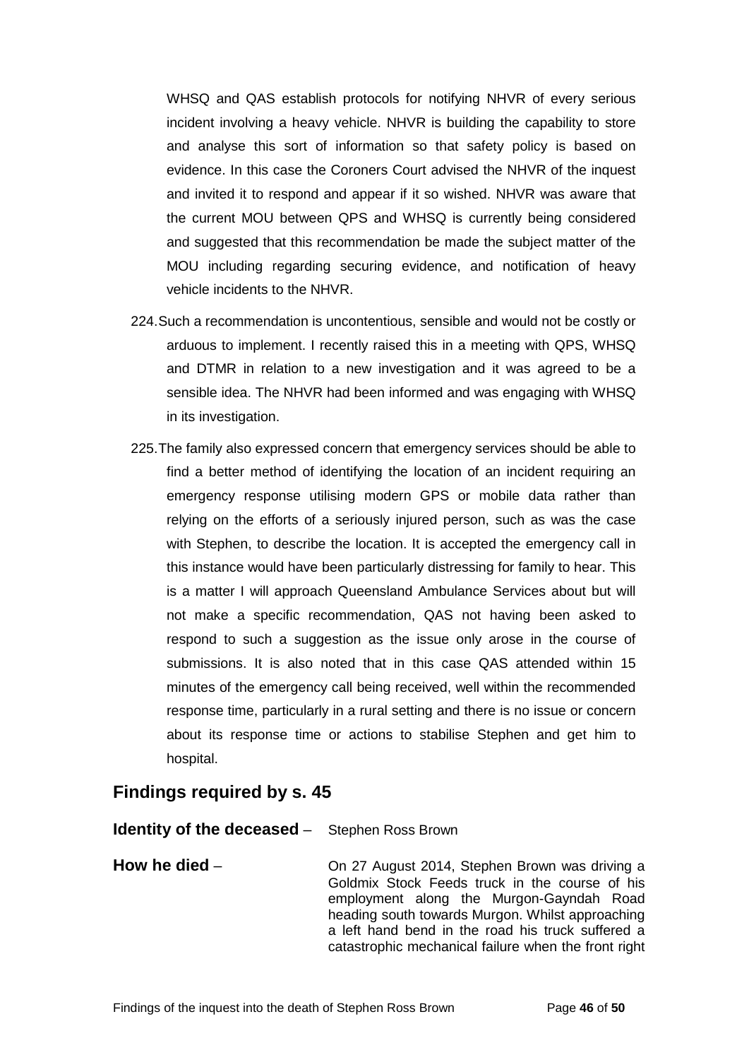WHSQ and QAS establish protocols for notifying NHVR of every serious incident involving a heavy vehicle. NHVR is building the capability to store and analyse this sort of information so that safety policy is based on evidence. In this case the Coroners Court advised the NHVR of the inquest and invited it to respond and appear if it so wished. NHVR was aware that the current MOU between QPS and WHSQ is currently being considered and suggested that this recommendation be made the subject matter of the MOU including regarding securing evidence, and notification of heavy vehicle incidents to the NHVR.

224. Such a recommendation is uncontentious, sensible and would not be costly or arduous to implement. I recently raised this in a meeting with QPS, WHSQ and DTMR in relation to a new investigation and it was agreed to be a sensible idea. The NHVR had been informed and was engaging with WHSQ in its investigation.

225. The family also expressed concern that emergency services should be able to find a better method of identifying the location of an incident requiring an emergency response utilising modern GPS or mobile data rather than relying on the efforts of a seriously injured person, such as was the case with Stephen, to describe the location. It is accepted the emergency call in this instance would have been particularly distressing for family to hear. This is a matter I will approach Queensland Ambulance Services about but will not make a specific recommendation, QAS not having been asked to respond to such a suggestion as the issue only arose in the course of submissions. It is also noted that in this case QAS attended within 15 minutes of the emergency call being received, well within the recommended response time, particularly in a rural setting and there is no issue or concern about its response time or actions to stabilise Stephen and get him to hospital.

## Findings required by s. 45

**Identity of the deceased** – Stephen Ross Brown

**How he died** – On 27 August 2014, Stephen Brown was driving a Goldmix Stock Feeds truck in the course of his employment along the Murgon-Gayndah Road heading south towards Murgon. Whilst approaching a left hand bend in the road his truck suffered a catastrophic mechanical failure when the front right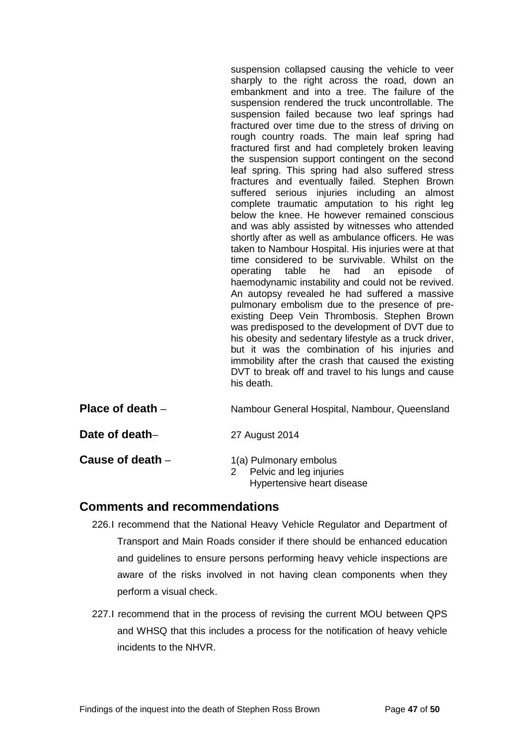suspension collapsed causing the vehicle to veer sharply to the right across the road, down an embankment and into a tree. The failure of the suspension rendered the truck uncontrollable. The suspension failed because two leaf springs had fractured over time due to the stress of driving on rough country roads. The main leaf spring had fractured first and had completely broken leaving the suspension support contingent on the second leaf spring. This spring had also suffered stress fractures and eventually failed. Stephen Brown suffered serious injuries including an almost complete traumatic amputation to his right leg below the knee. He however remained conscious and was ably assisted by witnesses who attended shortly after as well as ambulance officers. He was taken to Nambour Hospital. His injuries were at that time considered to be survivable. Whilst on the operating table he had an episode of haemodynamic instability and could not be revived. An autopsy revealed he had suffered a massive pulmonary embolism due to the presence of pre-existing Deep Vein Thrombosis. Stephen Brown was predisposed to the development of DVT due to his obesity and sedentary lifestyle as a truck driver, but it was the combination of his injuries and immobility after the crash that caused the existing DVT to break off and travel to his lungs and cause his death.

**Place of death** – Nambour General Hospital, Nambour, Queensland

**Date of death**– 27 August 2014

**Cause of death** – 1(a) Pulmonary embolus
2 Pelvic and leg injuries
Hypertensive heart disease

## Comments and recommendations

226. I recommend that the National Heavy Vehicle Regulator and Department of Transport and Main Roads consider if there should be enhanced education and guidelines to ensure persons performing heavy vehicle inspections are aware of the risks involved in not having clean components when they perform a visual check.

227. I recommend that in the process of revising the current MOU between QPS and WHSQ that this includes a process for the notification of heavy vehicle incidents to the NHVR.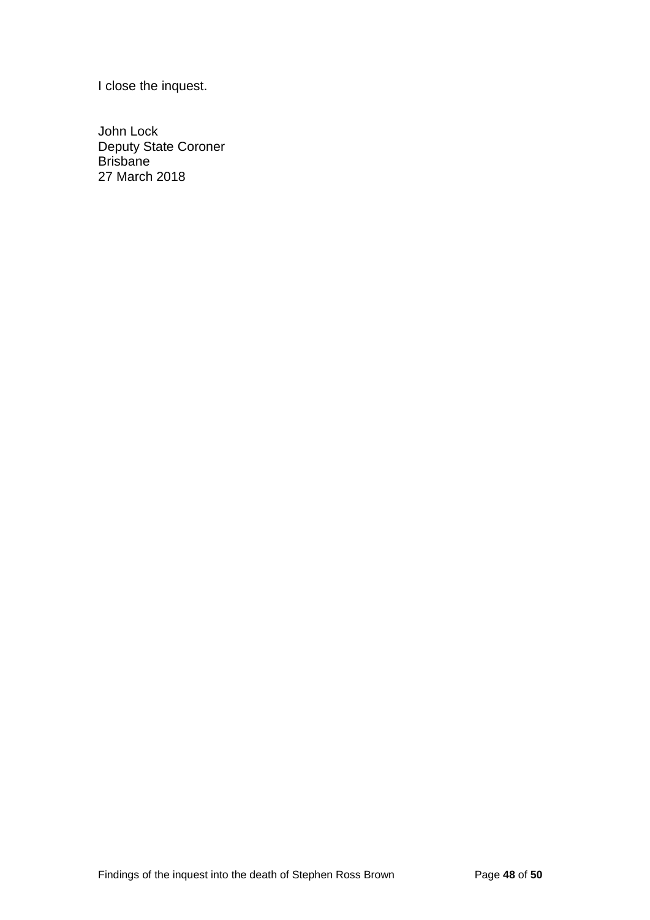I close the inquest.

John Lock
Deputy State Coroner
Brisbane
27 March 2018